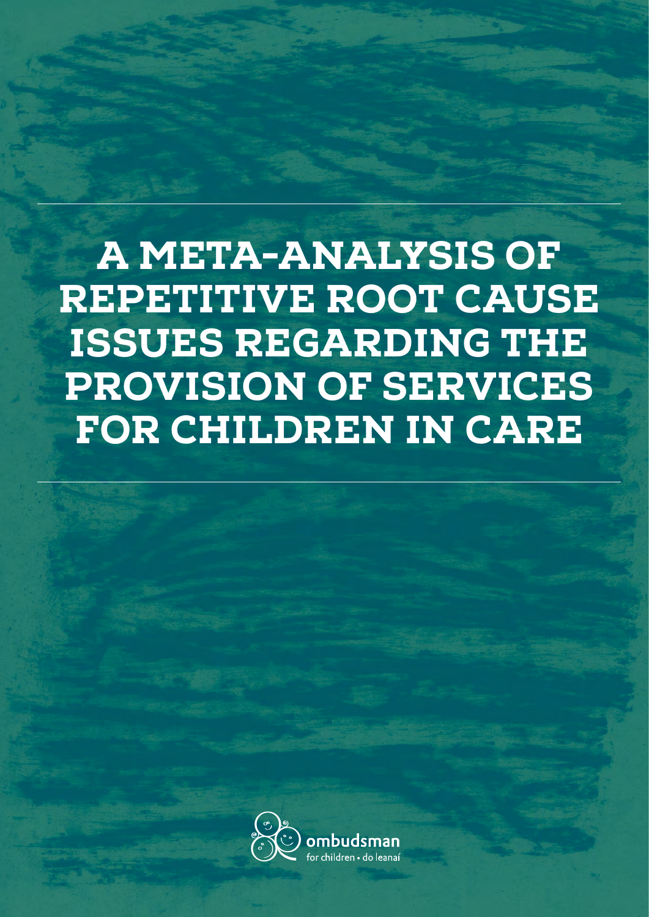# A META-ANALYSIS OF REPETITIVE ROOT CAUSE ISSUES REGARDING THE PROVISION OF SERVICES FOR CHILDREN IN CARE

ombudsman
for children • do leanaí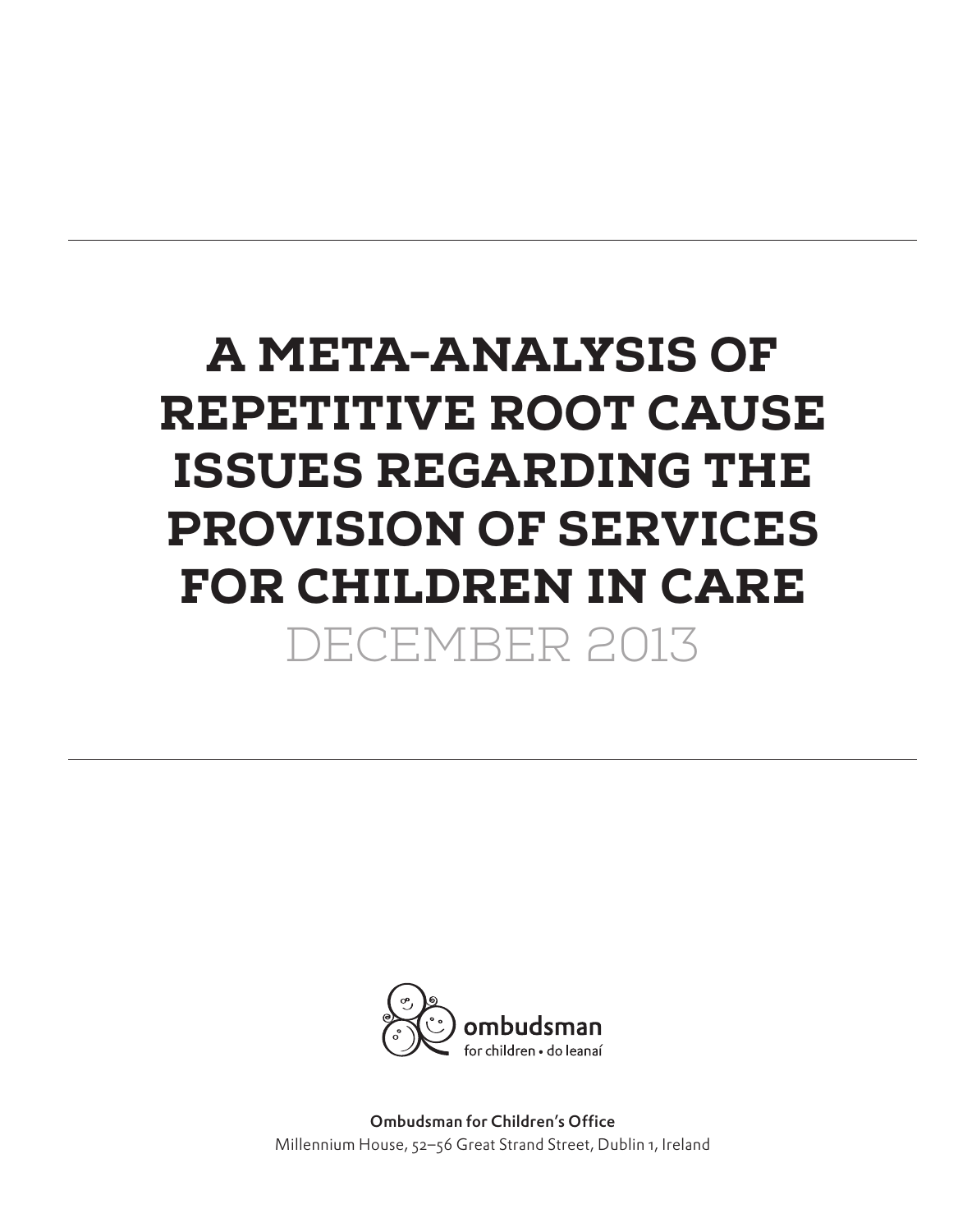# A META-ANALYSIS OF REPETITIVE ROOT CAUSE ISSUES REGARDING THE PROVISION OF SERVICES FOR CHILDREN IN CARE

DECEMBER 2013

ombudsman
for children • do leanaí

**Ombudsman for Children's Office**
Millennium House, 52–56 Great Strand Street, Dublin 1, Ireland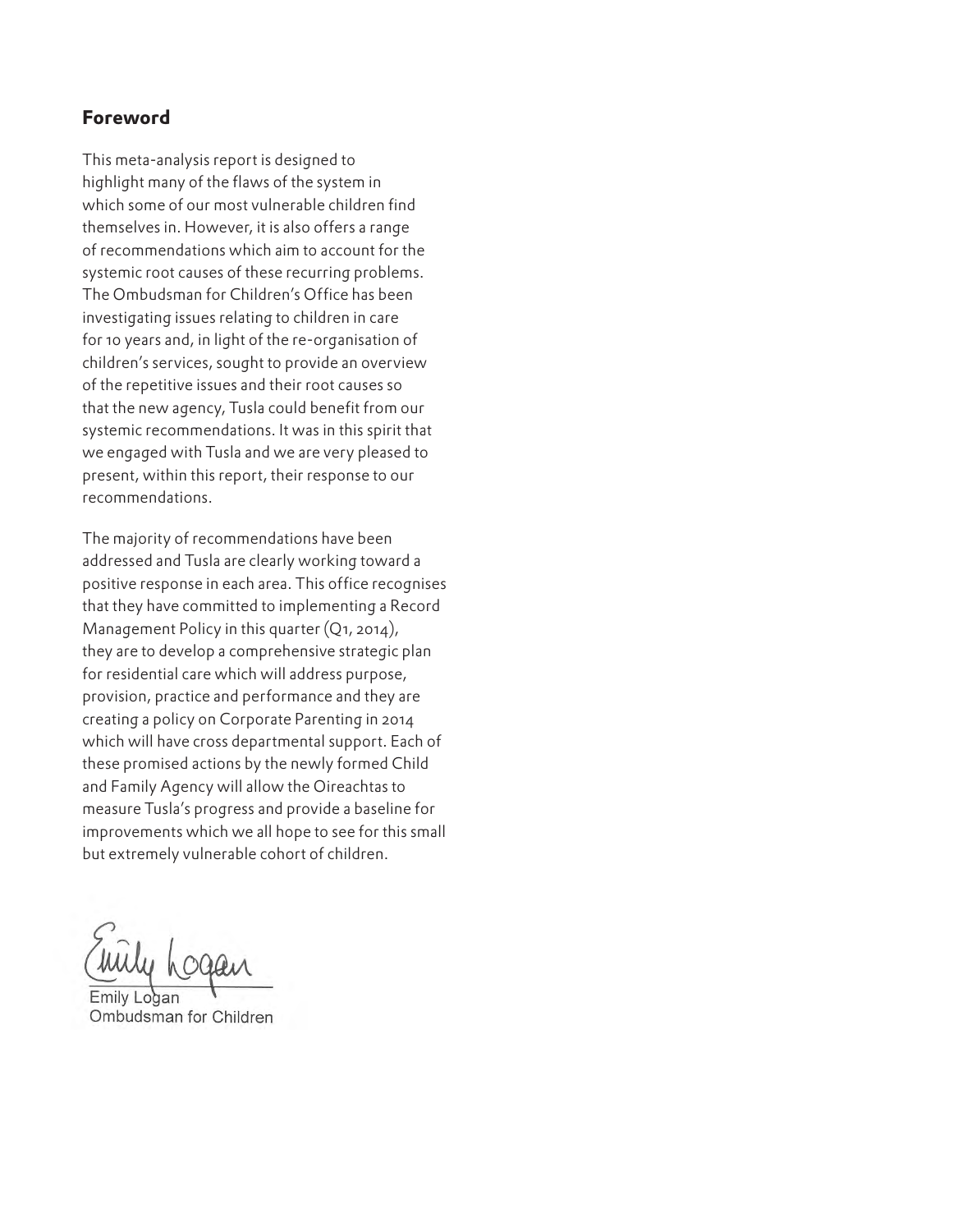## Foreword

This meta-analysis report is designed to highlight many of the flaws of the system in which some of our most vulnerable children find themselves in. However, it is also offers a range of recommendations which aim to account for the systemic root causes of these recurring problems. The Ombudsman for Children's Office has been investigating issues relating to children in care for 10 years and, in light of the re-organisation of children's services, sought to provide an overview of the repetitive issues and their root causes so that the new agency, Tusla could benefit from our systemic recommendations. It was in this spirit that we engaged with Tusla and we are very pleased to present, within this report, their response to our recommendations.

The majority of recommendations have been addressed and Tusla are clearly working toward a positive response in each area. This office recognises that they have committed to implementing a Record Management Policy in this quarter (Q1, 2014), they are to develop a comprehensive strategic plan for residential care which will address purpose, provision, practice and performance and they are creating a policy on Corporate Parenting in 2014 which will have cross departmental support. Each of these promised actions by the newly formed Child and Family Agency will allow the Oireachtas to measure Tusla's progress and provide a baseline for improvements which we all hope to see for this small but extremely vulnerable cohort of children.

Emily Logan
Ombudsman for Children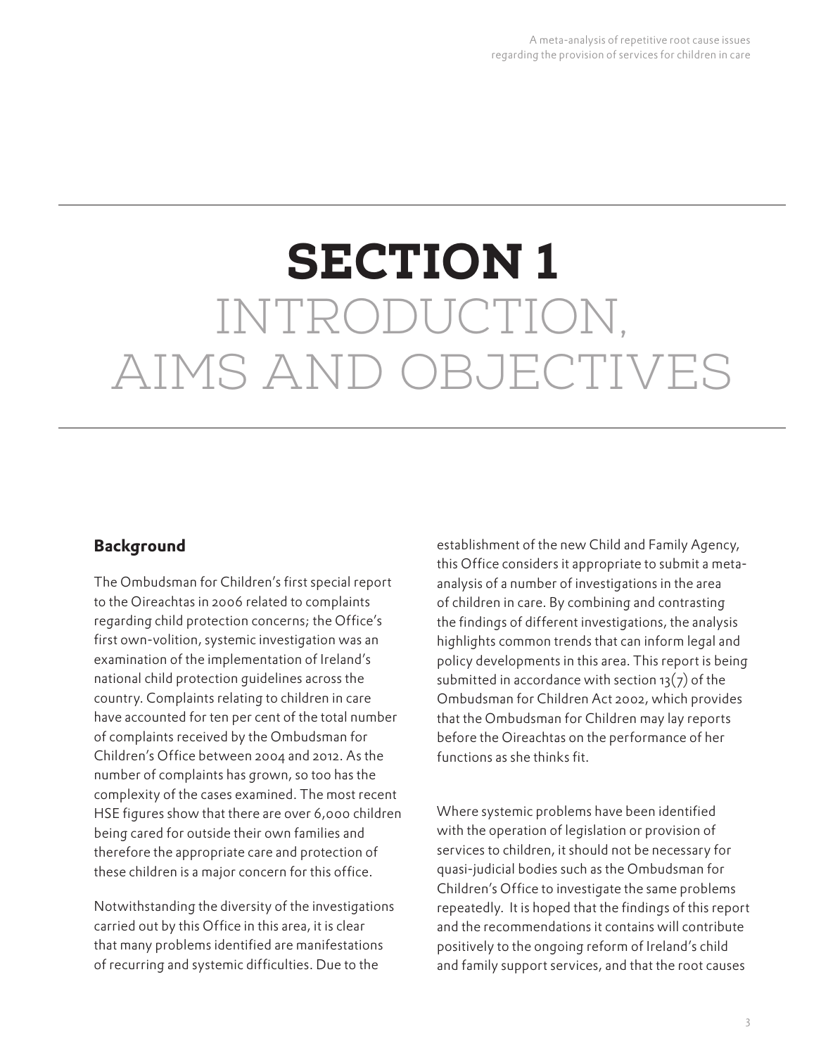# SECTION 1
# INTRODUCTION, AIMS AND OBJECTIVES

## Background

The Ombudsman for Children's first special report to the Oireachtas in 2006 related to complaints regarding child protection concerns; the Office's first own-volition, systemic investigation was an examination of the implementation of Ireland's national child protection guidelines across the country. Complaints relating to children in care have accounted for ten per cent of the total number of complaints received by the Ombudsman for Children's Office between 2004 and 2012. As the number of complaints has grown, so too has the complexity of the cases examined. The most recent HSE figures show that there are over 6,000 children being cared for outside their own families and therefore the appropriate care and protection of these children is a major concern for this office.

Notwithstanding the diversity of the investigations carried out by this Office in this area, it is clear that many problems identified are manifestations of recurring and systemic difficulties. Due to the establishment of the new Child and Family Agency, this Office considers it appropriate to submit a meta-analysis of a number of investigations in the area of children in care. By combining and contrasting the findings of different investigations, the analysis highlights common trends that can inform legal and policy developments in this area. This report is being submitted in accordance with section 13(7) of the Ombudsman for Children Act 2002, which provides that the Ombudsman for Children may lay reports before the Oireachtas on the performance of her functions as she thinks fit.

Where systemic problems have been identified with the operation of legislation or provision of services to children, it should not be necessary for quasi-judicial bodies such as the Ombudsman for Children's Office to investigate the same problems repeatedly. It is hoped that the findings of this report and the recommendations it contains will contribute positively to the ongoing reform of Ireland's child and family support services, and that the root causes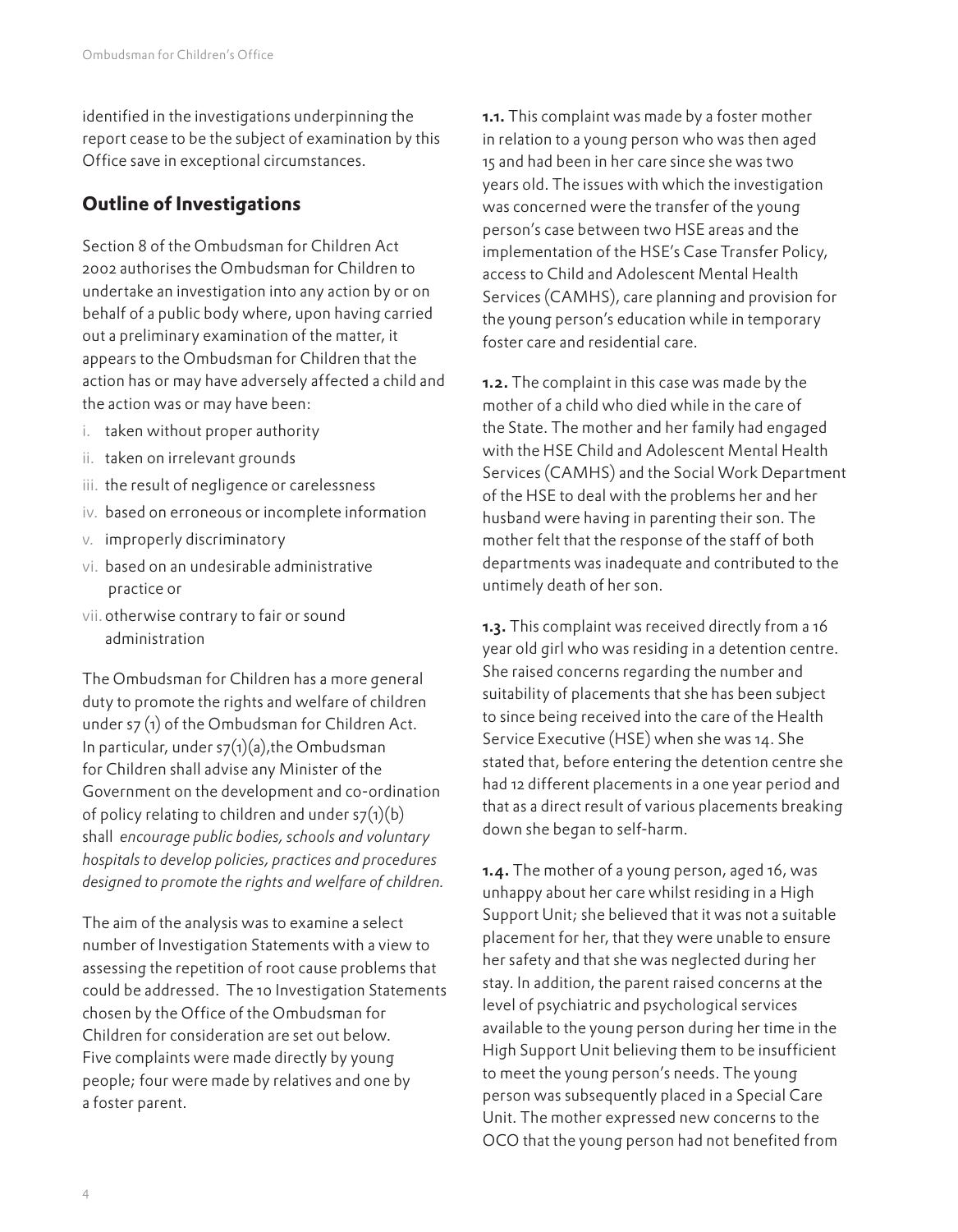identified in the investigations underpinning the report cease to be the subject of examination by this Office save in exceptional circumstances.

## Outline of Investigations

Section 8 of the Ombudsman for Children Act 2002 authorises the Ombudsman for Children to undertake an investigation into any action by or on behalf of a public body where, upon having carried out a preliminary examination of the matter, it appears to the Ombudsman for Children that the action has or may have adversely affected a child and the action was or may have been:

i. taken without proper authority
ii. taken on irrelevant grounds
iii. the result of negligence or carelessness
iv. based on erroneous or incomplete information
v. improperly discriminatory
vi. based on an undesirable administrative practice or
vii. otherwise contrary to fair or sound administration

The Ombudsman for Children has a more general duty to promote the rights and welfare of children under s7 (1) of the Ombudsman for Children Act. In particular, under s7(1)(a),the Ombudsman for Children shall advise any Minister of the Government on the development and co-ordination of policy relating to children and under s7(1)(b) shall *encourage public bodies, schools and voluntary hospitals to develop policies, practices and procedures designed to promote the rights and welfare of children.*

The aim of the analysis was to examine a select number of Investigation Statements with a view to assessing the repetition of root cause problems that could be addressed. The 10 Investigation Statements chosen by the Office of the Ombudsman for Children for consideration are set out below. Five complaints were made directly by young people; four were made by relatives and one by a foster parent.

**1.1.** This complaint was made by a foster mother in relation to a young person who was then aged 15 and had been in her care since she was two years old. The issues with which the investigation was concerned were the transfer of the young person's case between two HSE areas and the implementation of the HSE's Case Transfer Policy, access to Child and Adolescent Mental Health Services (CAMHS), care planning and provision for the young person's education while in temporary foster care and residential care.

**1.2.** The complaint in this case was made by the mother of a child who died while in the care of the State. The mother and her family had engaged with the HSE Child and Adolescent Mental Health Services (CAMHS) and the Social Work Department of the HSE to deal with the problems her and her husband were having in parenting their son. The mother felt that the response of the staff of both departments was inadequate and contributed to the untimely death of her son.

**1.3.** This complaint was received directly from a 16 year old girl who was residing in a detention centre. She raised concerns regarding the number and suitability of placements that she has been subject to since being received into the care of the Health Service Executive (HSE) when she was 14. She stated that, before entering the detention centre she had 12 different placements in a one year period and that as a direct result of various placements breaking down she began to self-harm.

**1.4.** The mother of a young person, aged 16, was unhappy about her care whilst residing in a High Support Unit; she believed that it was not a suitable placement for her, that they were unable to ensure her safety and that she was neglected during her stay. In addition, the parent raised concerns at the level of psychiatric and psychological services available to the young person during her time in the High Support Unit believing them to be insufficient to meet the young person's needs. The young person was subsequently placed in a Special Care Unit. The mother expressed new concerns to the OCO that the young person had not benefited from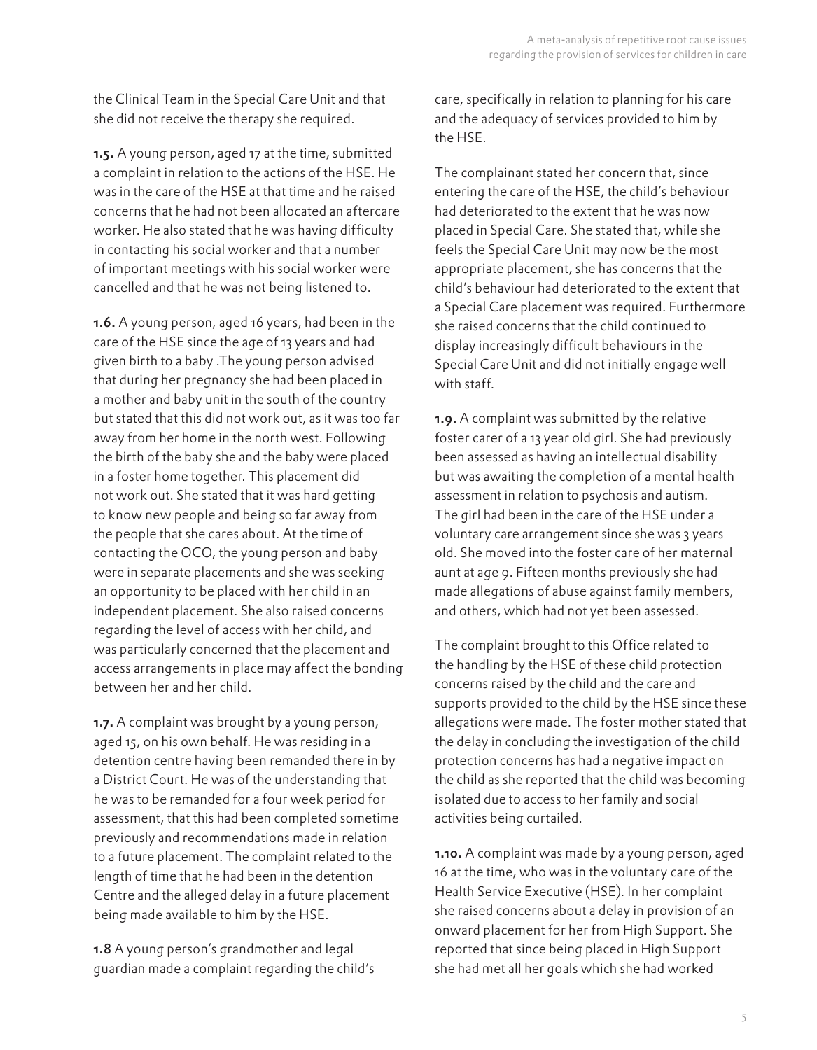the Clinical Team in the Special Care Unit and that she did not receive the therapy she required.

**1.5.** A young person, aged 17 at the time, submitted a complaint in relation to the actions of the HSE. He was in the care of the HSE at that time and he raised concerns that he had not been allocated an aftercare worker. He also stated that he was having difficulty in contacting his social worker and that a number of important meetings with his social worker were cancelled and that he was not being listened to.

**1.6.** A young person, aged 16 years, had been in the care of the HSE since the age of 13 years and had given birth to a baby .The young person advised that during her pregnancy she had been placed in a mother and baby unit in the south of the country but stated that this did not work out, as it was too far away from her home in the north west. Following the birth of the baby she and the baby were placed in a foster home together. This placement did not work out. She stated that it was hard getting to know new people and being so far away from the people that she cares about. At the time of contacting the OCO, the young person and baby were in separate placements and she was seeking an opportunity to be placed with her child in an independent placement. She also raised concerns regarding the level of access with her child, and was particularly concerned that the placement and access arrangements in place may affect the bonding between her and her child.

**1.7.** A complaint was brought by a young person, aged 15, on his own behalf. He was residing in a detention centre having been remanded there in by a District Court. He was of the understanding that he was to be remanded for a four week period for assessment, that this had been completed sometime previously and recommendations made in relation to a future placement. The complaint related to the length of time that he had been in the detention Centre and the alleged delay in a future placement being made available to him by the HSE.

**1.8** A young person's grandmother and legal guardian made a complaint regarding the child's care, specifically in relation to planning for his care and the adequacy of services provided to him by the HSE.

The complainant stated her concern that, since entering the care of the HSE, the child's behaviour had deteriorated to the extent that he was now placed in Special Care. She stated that, while she feels the Special Care Unit may now be the most appropriate placement, she has concerns that the child's behaviour had deteriorated to the extent that a Special Care placement was required. Furthermore she raised concerns that the child continued to display increasingly difficult behaviours in the Special Care Unit and did not initially engage well with staff.

**1.9.** A complaint was submitted by the relative foster carer of a 13 year old girl. She had previously been assessed as having an intellectual disability but was awaiting the completion of a mental health assessment in relation to psychosis and autism. The girl had been in the care of the HSE under a voluntary care arrangement since she was 3 years old. She moved into the foster care of her maternal aunt at age 9. Fifteen months previously she had made allegations of abuse against family members, and others, which had not yet been assessed.

The complaint brought to this Office related to the handling by the HSE of these child protection concerns raised by the child and the care and supports provided to the child by the HSE since these allegations were made. The foster mother stated that the delay in concluding the investigation of the child protection concerns has had a negative impact on the child as she reported that the child was becoming isolated due to access to her family and social activities being curtailed.

**1.10.** A complaint was made by a young person, aged 16 at the time, who was in the voluntary care of the Health Service Executive (HSE). In her complaint she raised concerns about a delay in provision of an onward placement for her from High Support. She reported that since being placed in High Support she had met all her goals which she had worked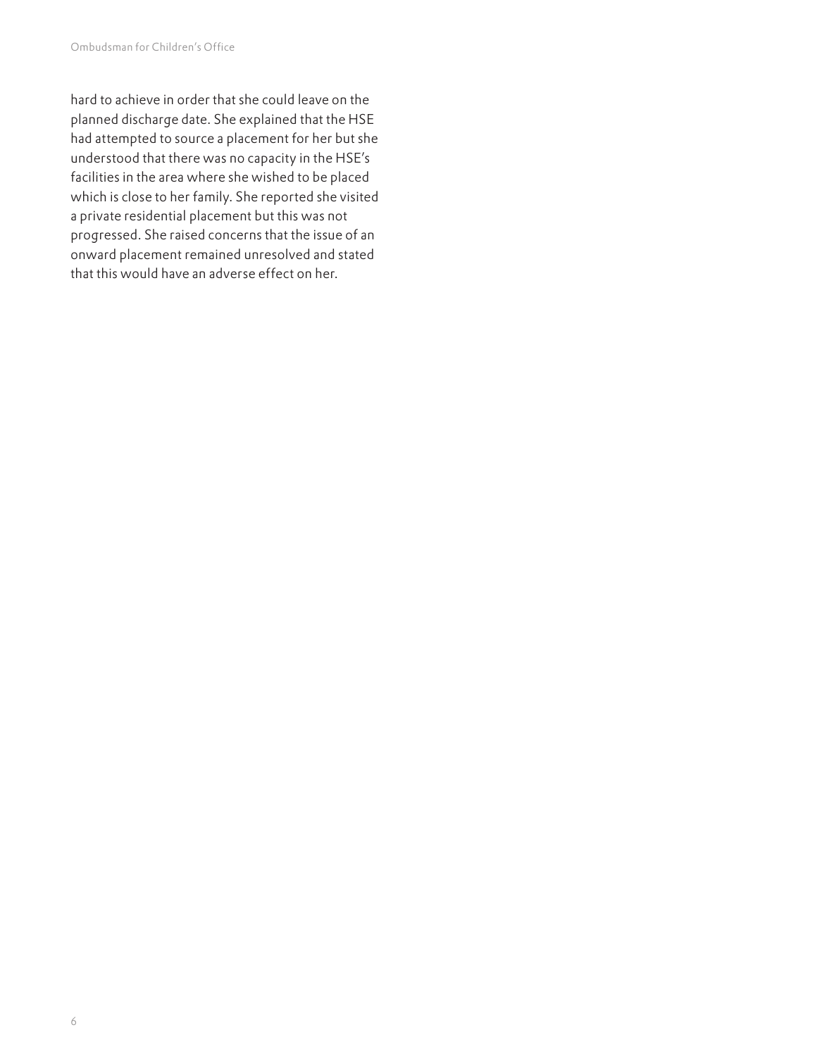hard to achieve in order that she could leave on the planned discharge date. She explained that the HSE had attempted to source a placement for her but she understood that there was no capacity in the HSE's facilities in the area where she wished to be placed which is close to her family. She reported she visited a private residential placement but this was not progressed. She raised concerns that the issue of an onward placement remained unresolved and stated that this would have an adverse effect on her.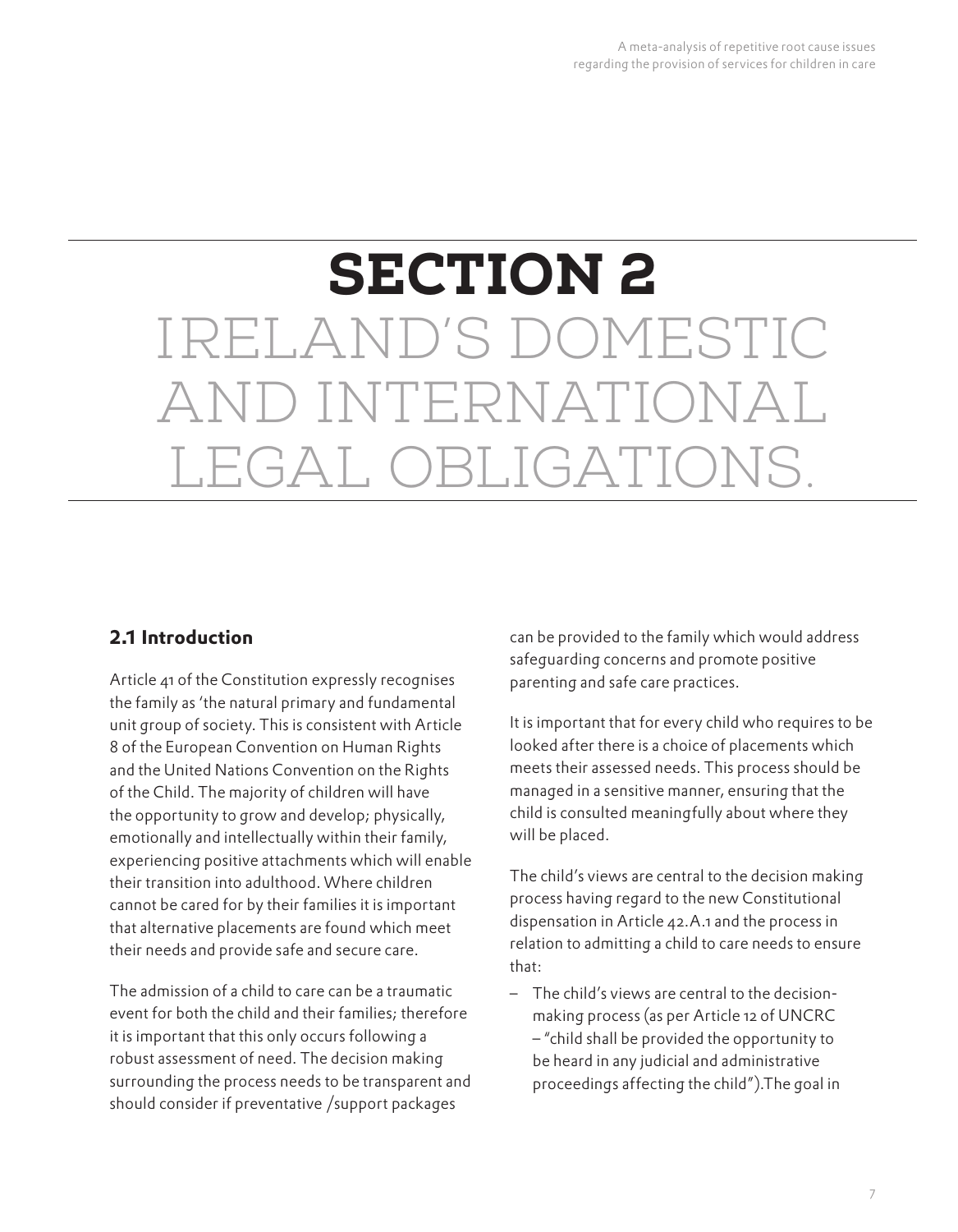# SECTION 2
# IRELAND'S DOMESTIC AND INTERNATIONAL LEGAL OBLIGATIONS.

## 2.1 Introduction

Article 41 of the Constitution expressly recognises the family as 'the natural primary and fundamental unit group of society. This is consistent with Article 8 of the European Convention on Human Rights and the United Nations Convention on the Rights of the Child. The majority of children will have the opportunity to grow and develop; physically, emotionally and intellectually within their family, experiencing positive attachments which will enable their transition into adulthood. Where children cannot be cared for by their families it is important that alternative placements are found which meet their needs and provide safe and secure care.

The admission of a child to care can be a traumatic event for both the child and their families; therefore it is important that this only occurs following a robust assessment of need. The decision making surrounding the process needs to be transparent and should consider if preventative /support packages can be provided to the family which would address safeguarding concerns and promote positive parenting and safe care practices.

It is important that for every child who requires to be looked after there is a choice of placements which meets their assessed needs. This process should be managed in a sensitive manner, ensuring that the child is consulted meaningfully about where they will be placed.

The child's views are central to the decision making process having regard to the new Constitutional dispensation in Article 42.A.1 and the process in relation to admitting a child to care needs to ensure that:

– The child's views are central to the decision-making process (as per Article 12 of UNCRC – "child shall be provided the opportunity to be heard in any judicial and administrative proceedings affecting the child").The goal in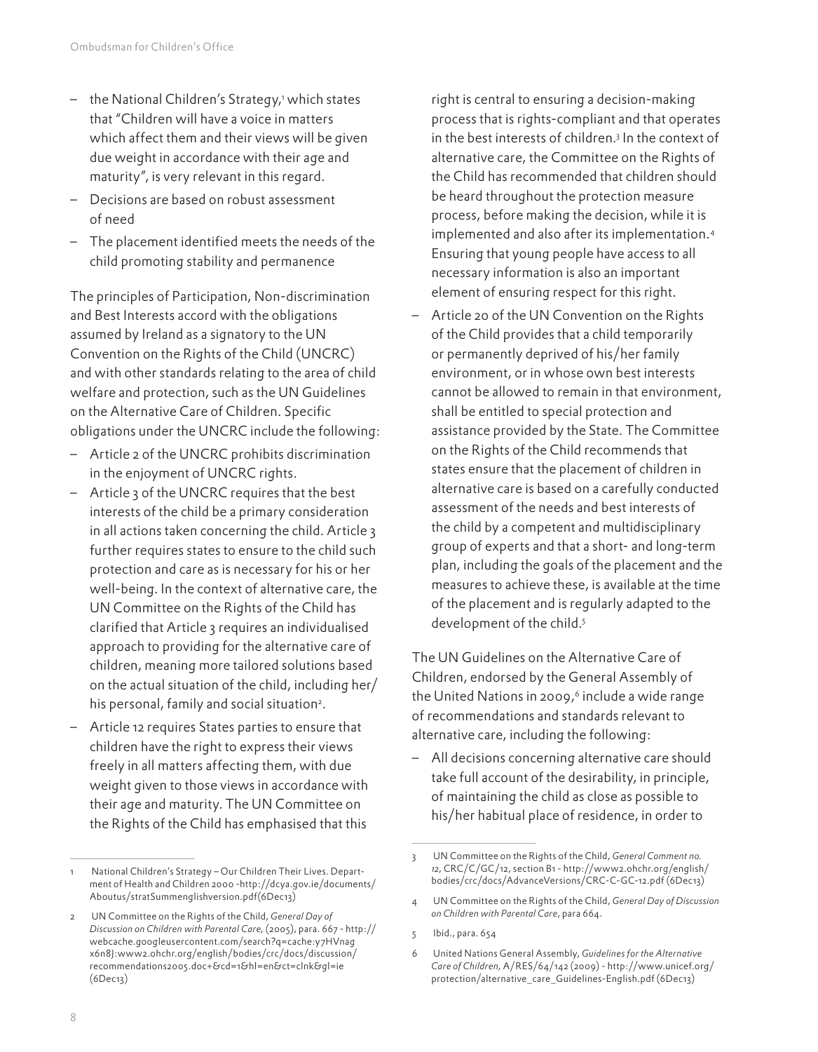- the National Children's Strategy,[1] which states that "Children will have a voice in matters which affect them and their views will be given due weight in accordance with their age and maturity", is very relevant in this regard.
- Decisions are based on robust assessment of need
- The placement identified meets the needs of the child promoting stability and permanence

The principles of Participation, Non-discrimination and Best Interests accord with the obligations assumed by Ireland as a signatory to the UN Convention on the Rights of the Child (UNCRC) and with other standards relating to the area of child welfare and protection, such as the UN Guidelines on the Alternative Care of Children. Specific obligations under the UNCRC include the following:

- Article 2 of the UNCRC prohibits discrimination in the enjoyment of UNCRC rights.
- Article 3 of the UNCRC requires that the best interests of the child be a primary consideration in all actions taken concerning the child. Article 3 further requires states to ensure to the child such protection and care as is necessary for his or her well-being. In the context of alternative care, the UN Committee on the Rights of the Child has clarified that Article 3 requires an individualised approach to providing for the alternative care of children, meaning more tailored solutions based on the actual situation of the child, including her/his personal, family and social situation[2].
- Article 12 requires States parties to ensure that children have the right to express their views freely in all matters affecting them, with due weight given to those views in accordance with their age and maturity. The UN Committee on the Rights of the Child has emphasised that this right is central to ensuring a decision-making process that is rights-compliant and that operates in the best interests of children.[3] In the context of alternative care, the Committee on the Rights of the Child has recommended that children should be heard throughout the protection measure process, before making the decision, while it is implemented and also after its implementation.[4] Ensuring that young people have access to all necessary information is also an important element of ensuring respect for this right.
- Article 20 of the UN Convention on the Rights of the Child provides that a child temporarily or permanently deprived of his/her family environment, or in whose own best interests cannot be allowed to remain in that environment, shall be entitled to special protection and assistance provided by the State. The Committee on the Rights of the Child recommends that states ensure that the placement of children in alternative care is based on a carefully conducted assessment of the needs and best interests of the child by a competent and multidisciplinary group of experts and that a short- and long-term plan, including the goals of the placement and the measures to achieve these, is available at the time of the placement and is regularly adapted to the development of the child.[5]

The UN Guidelines on the Alternative Care of Children, endorsed by the General Assembly of the United Nations in 2009,[6] include a wide range of recommendations and standards relevant to alternative care, including the following:

- All decisions concerning alternative care should take full account of the desirability, in principle, of maintaining the child as close as possible to his/her habitual place of residence, in order to

---

1 National Children's Strategy – Our Children Their Lives. Department of Health and Children 2000 -http://dcya.gov.ie/documents/Aboutus/stratSummenglishversion.pdf(6Dec13)

2 UN Committee on the Rights of the Child, *General Day of Discussion on Children with Parental Care,* (2005), para. 667 - http://webcache.googleusercontent.com/search?q=cache:y7HVnagx6n8J:www2.ohchr.org/english/bodies/crc/docs/discussion/recommendations2005.doc+&cd=1&hl=en&ct=clnk&gl=ie (6Dec13)

3 UN Committee on the Rights of the Child, *General Comment no. 12*, CRC/C/GC/12, section B1 - http://www2.ohchr.org/english/bodies/crc/docs/AdvanceVersions/CRC-C-GC-12.pdf (6Dec13)

4 UN Committee on the Rights of the Child, *General Day of Discussion on Children with Parental Care*, para 664.

5 Ibid., para. 654

6 United Nations General Assembly, *Guidelines for the Alternative Care of Children,* A/RES/64/142 (2009) - http://www.unicef.org/protection/alternative_care_Guidelines-English.pdf (6Dec13)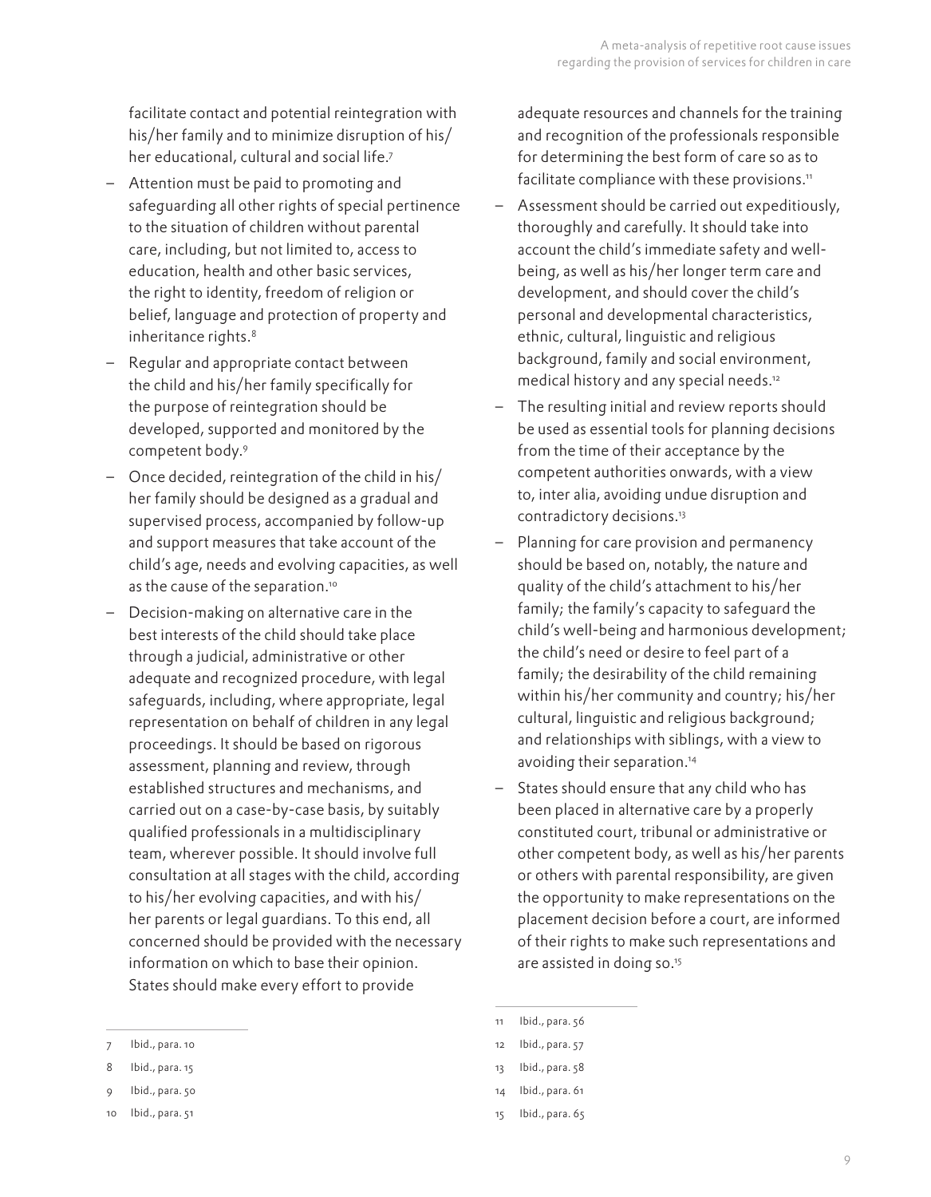facilitate contact and potential reintegration with his/her family and to minimize disruption of his/her educational, cultural and social life.[7]

- Attention must be paid to promoting and safeguarding all other rights of special pertinence to the situation of children without parental care, including, but not limited to, access to education, health and other basic services, the right to identity, freedom of religion or belief, language and protection of property and inheritance rights.[8]
- Regular and appropriate contact between the child and his/her family specifically for the purpose of reintegration should be developed, supported and monitored by the competent body.[9]
- Once decided, reintegration of the child in his/her family should be designed as a gradual and supervised process, accompanied by follow-up and support measures that take account of the child's age, needs and evolving capacities, as well as the cause of the separation.[10]
- Decision-making on alternative care in the best interests of the child should take place through a judicial, administrative or other adequate and recognized procedure, with legal safeguards, including, where appropriate, legal representation on behalf of children in any legal proceedings. It should be based on rigorous assessment, planning and review, through established structures and mechanisms, and carried out on a case-by-case basis, by suitably qualified professionals in a multidisciplinary team, wherever possible. It should involve full consultation at all stages with the child, according to his/her evolving capacities, and with his/her parents or legal guardians. To this end, all concerned should be provided with the necessary information on which to base their opinion. States should make every effort to provide adequate resources and channels for the training and recognition of the professionals responsible for determining the best form of care so as to facilitate compliance with these provisions.[11]
- Assessment should be carried out expeditiously, thoroughly and carefully. It should take into account the child's immediate safety and well-being, as well as his/her longer term care and development, and should cover the child's personal and developmental characteristics, ethnic, cultural, linguistic and religious background, family and social environment, medical history and any special needs.[12]
- The resulting initial and review reports should be used as essential tools for planning decisions from the time of their acceptance by the competent authorities onwards, with a view to, inter alia, avoiding undue disruption and contradictory decisions.[13]
- Planning for care provision and permanency should be based on, notably, the nature and quality of the child's attachment to his/her family; the family's capacity to safeguard the child's well-being and harmonious development; the child's need or desire to feel part of a family; the desirability of the child remaining within his/her community and country; his/her cultural, linguistic and religious background; and relationships with siblings, with a view to avoiding their separation.[14]
- States should ensure that any child who has been placed in alternative care by a properly constituted court, tribunal or administrative or other competent body, as well as his/her parents or others with parental responsibility, are given the opportunity to make representations on the placement decision before a court, are informed of their rights to make such representations and are assisted in doing so.[15]

---

7 Ibid., para. 10

8 Ibid., para. 15

9 Ibid., para. 50

10 Ibid., para. 51

11 Ibid., para. 56

12 Ibid., para. 57

13 Ibid., para. 58

14 Ibid., para. 61

15 Ibid., para. 65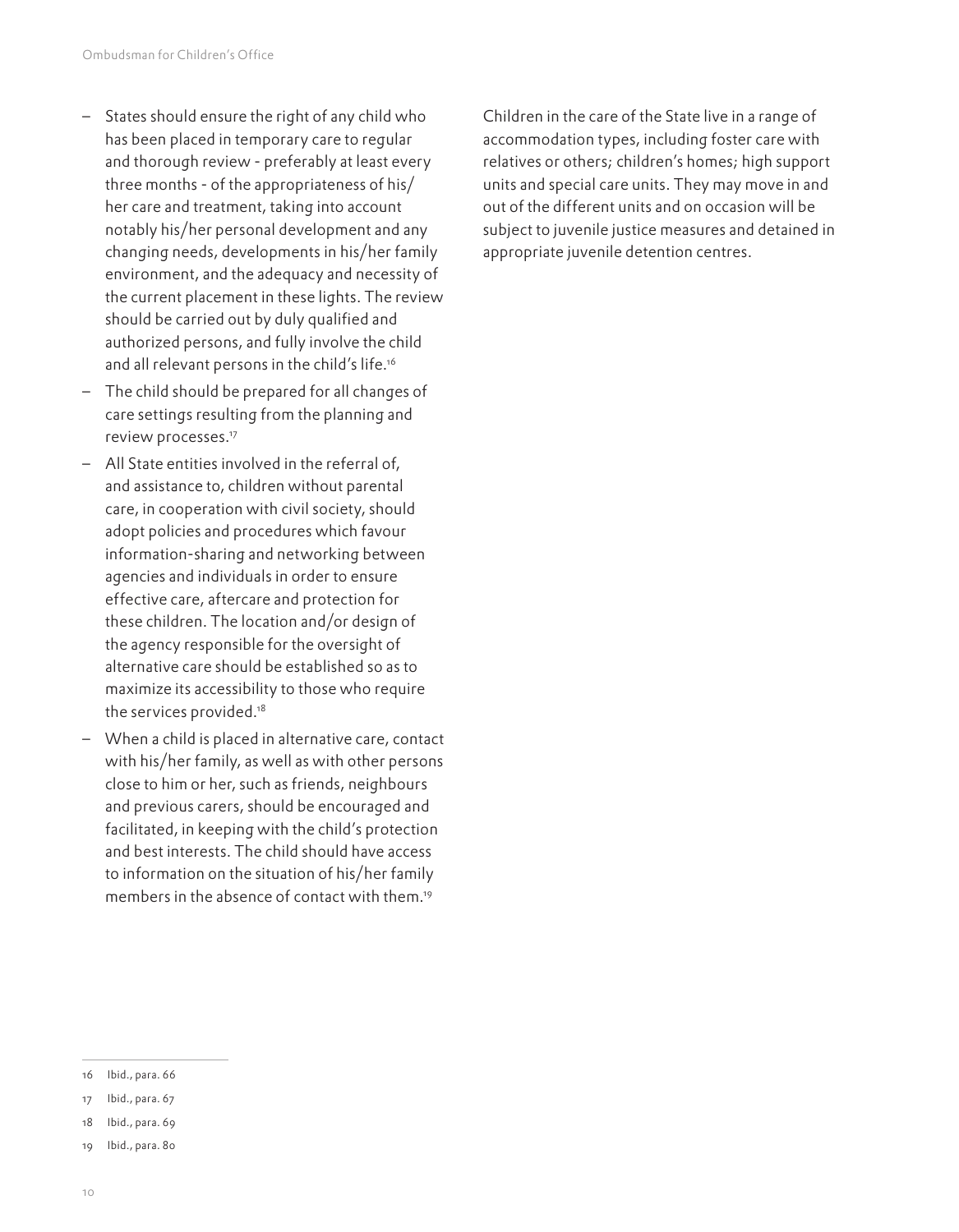- States should ensure the right of any child who has been placed in temporary care to regular and thorough review - preferably at least every three months - of the appropriateness of his/her care and treatment, taking into account notably his/her personal development and any changing needs, developments in his/her family environment, and the adequacy and necessity of the current placement in these lights. The review should be carried out by duly qualified and authorized persons, and fully involve the child and all relevant persons in the child's life.[16]
- The child should be prepared for all changes of care settings resulting from the planning and review processes.[17]
- All State entities involved in the referral of, and assistance to, children without parental care, in cooperation with civil society, should adopt policies and procedures which favour information-sharing and networking between agencies and individuals in order to ensure effective care, aftercare and protection for these children. The location and/or design of the agency responsible for the oversight of alternative care should be established so as to maximize its accessibility to those who require the services provided.[18]
- When a child is placed in alternative care, contact with his/her family, as well as with other persons close to him or her, such as friends, neighbours and previous carers, should be encouraged and facilitated, in keeping with the child's protection and best interests. The child should have access to information on the situation of his/her family members in the absence of contact with them.[19]

Children in the care of the State live in a range of accommodation types, including foster care with relatives or others; children's homes; high support units and special care units. They may move in and out of the different units and on occasion will be subject to juvenile justice measures and detained in appropriate juvenile detention centres.

---

16 Ibid., para. 66

17 Ibid., para. 67

18 Ibid., para. 69

19 Ibid., para. 80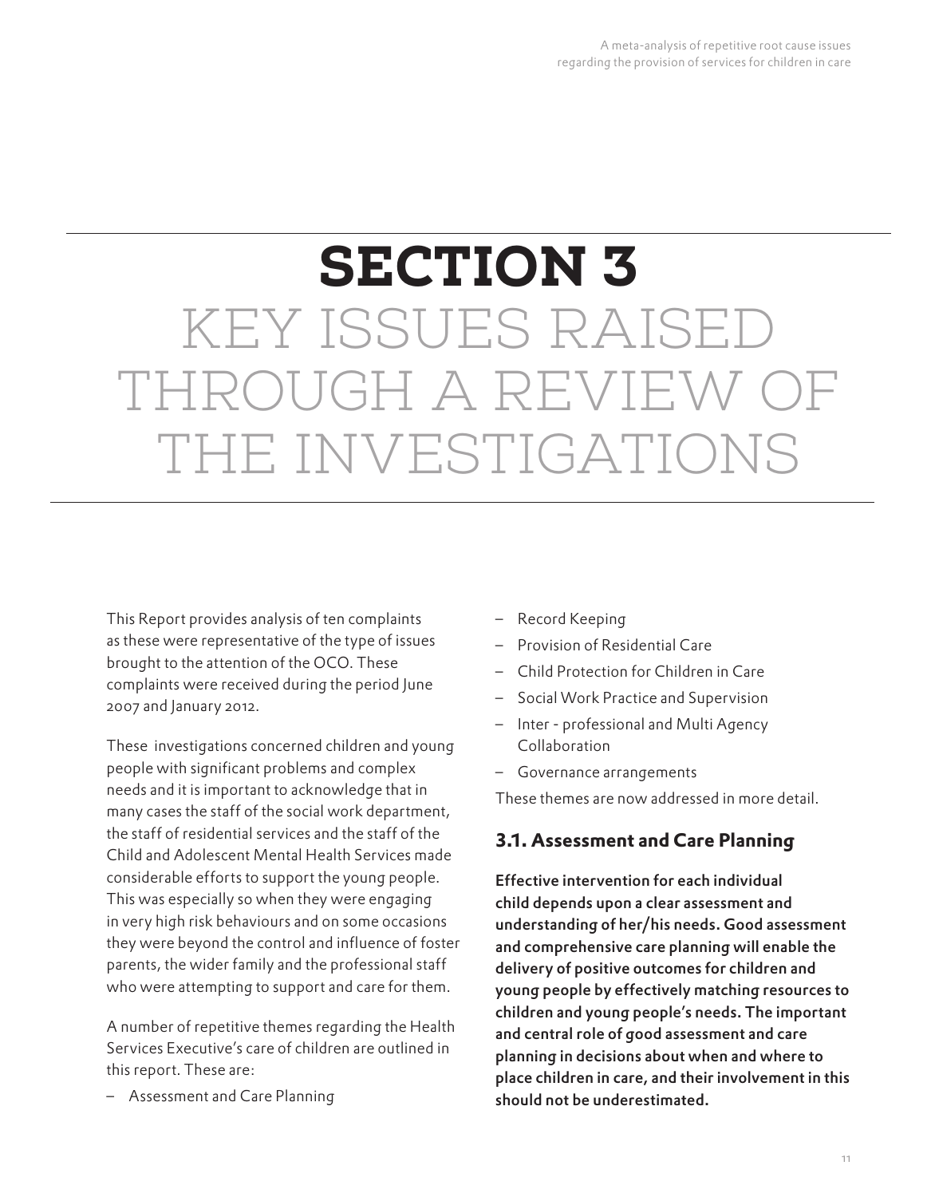# SECTION 3
# KEY ISSUES RAISED THROUGH A REVIEW OF THE INVESTIGATIONS

This Report provides analysis of ten complaints as these were representative of the type of issues brought to the attention of the OCO. These complaints were received during the period June 2007 and January 2012.

These investigations concerned children and young people with significant problems and complex needs and it is important to acknowledge that in many cases the staff of the social work department, the staff of residential services and the staff of the Child and Adolescent Mental Health Services made considerable efforts to support the young people. This was especially so when they were engaging in very high risk behaviours and on some occasions they were beyond the control and influence of foster parents, the wider family and the professional staff who were attempting to support and care for them.

A number of repetitive themes regarding the Health Services Executive's care of children are outlined in this report. These are:

- Assessment and Care Planning
- Record Keeping
- Provision of Residential Care
- Child Protection for Children in Care
- Social Work Practice and Supervision
- Inter - professional and Multi Agency Collaboration
- Governance arrangements

These themes are now addressed in more detail.

## 3.1. Assessment and Care Planning

**Effective intervention for each individual child depends upon a clear assessment and understanding of her/his needs. Good assessment and comprehensive care planning will enable the delivery of positive outcomes for children and young people by effectively matching resources to children and young people's needs. The important and central role of good assessment and care planning in decisions about when and where to place children in care, and their involvement in this should not be underestimated.**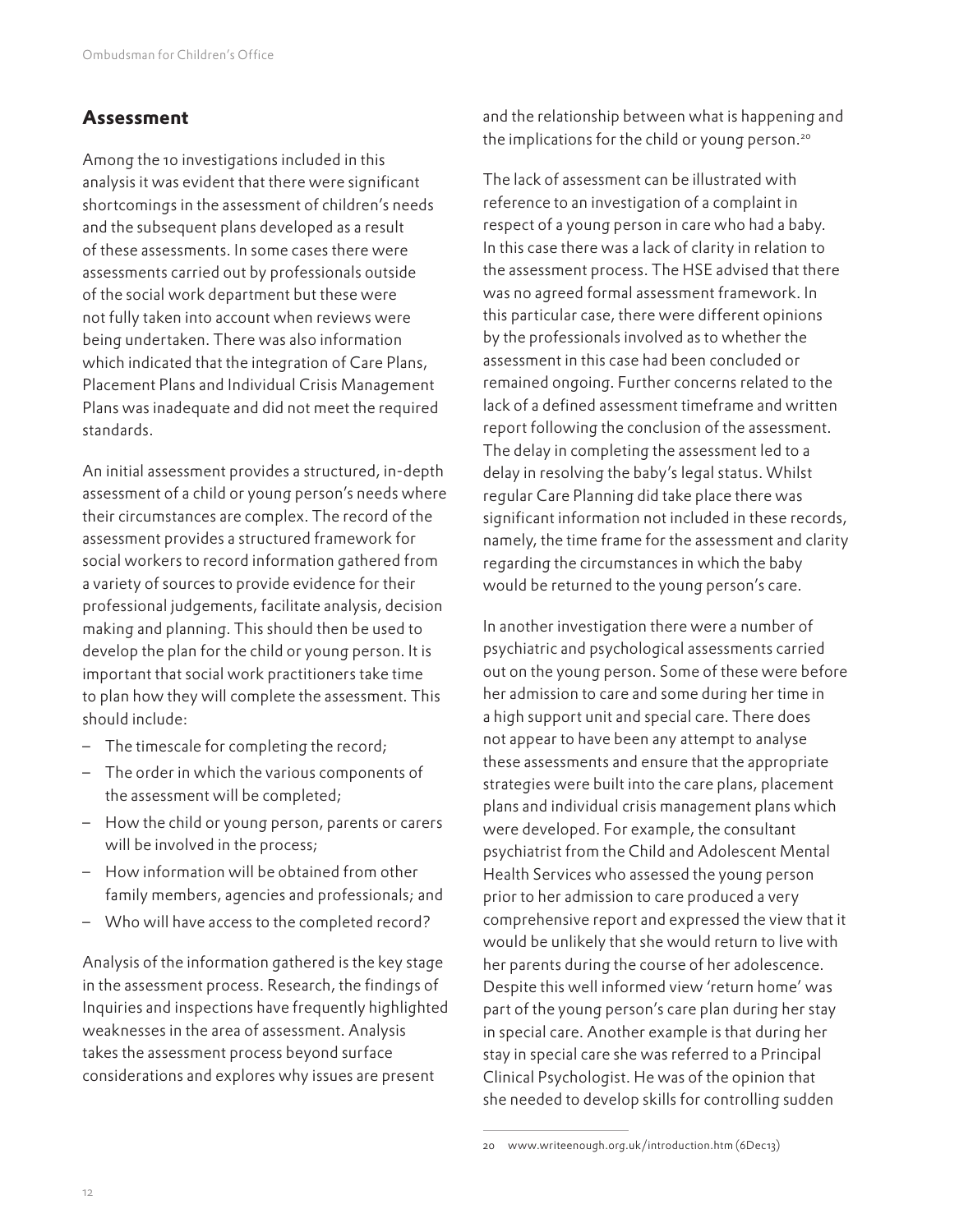## Assessment

Among the 10 investigations included in this analysis it was evident that there were significant shortcomings in the assessment of children's needs and the subsequent plans developed as a result of these assessments. In some cases there were assessments carried out by professionals outside of the social work department but these were not fully taken into account when reviews were being undertaken. There was also information which indicated that the integration of Care Plans, Placement Plans and Individual Crisis Management Plans was inadequate and did not meet the required standards.

An initial assessment provides a structured, in-depth assessment of a child or young person's needs where their circumstances are complex. The record of the assessment provides a structured framework for social workers to record information gathered from a variety of sources to provide evidence for their professional judgements, facilitate analysis, decision making and planning. This should then be used to develop the plan for the child or young person. It is important that social work practitioners take time to plan how they will complete the assessment. This should include:

- The timescale for completing the record;
- The order in which the various components of the assessment will be completed;
- How the child or young person, parents or carers will be involved in the process;
- How information will be obtained from other family members, agencies and professionals; and
- Who will have access to the completed record?

Analysis of the information gathered is the key stage in the assessment process. Research, the findings of Inquiries and inspections have frequently highlighted weaknesses in the area of assessment. Analysis takes the assessment process beyond surface considerations and explores why issues are present and the relationship between what is happening and the implications for the child or young person.[20]

The lack of assessment can be illustrated with reference to an investigation of a complaint in respect of a young person in care who had a baby. In this case there was a lack of clarity in relation to the assessment process. The HSE advised that there was no agreed formal assessment framework. In this particular case, there were different opinions by the professionals involved as to whether the assessment in this case had been concluded or remained ongoing. Further concerns related to the lack of a defined assessment timeframe and written report following the conclusion of the assessment. The delay in completing the assessment led to a delay in resolving the baby's legal status. Whilst regular Care Planning did take place there was significant information not included in these records, namely, the time frame for the assessment and clarity regarding the circumstances in which the baby would be returned to the young person's care.

In another investigation there were a number of psychiatric and psychological assessments carried out on the young person. Some of these were before her admission to care and some during her time in a high support unit and special care. There does not appear to have been any attempt to analyse these assessments and ensure that the appropriate strategies were built into the care plans, placement plans and individual crisis management plans which were developed. For example, the consultant psychiatrist from the Child and Adolescent Mental Health Services who assessed the young person prior to her admission to care produced a very comprehensive report and expressed the view that it would be unlikely that she would return to live with her parents during the course of her adolescence. Despite this well informed view 'return home' was part of the young person's care plan during her stay in special care. Another example is that during her stay in special care she was referred to a Principal Clinical Psychologist. He was of the opinion that she needed to develop skills for controlling sudden

---

20 www.writeenough.org.uk/introduction.htm (6Dec13)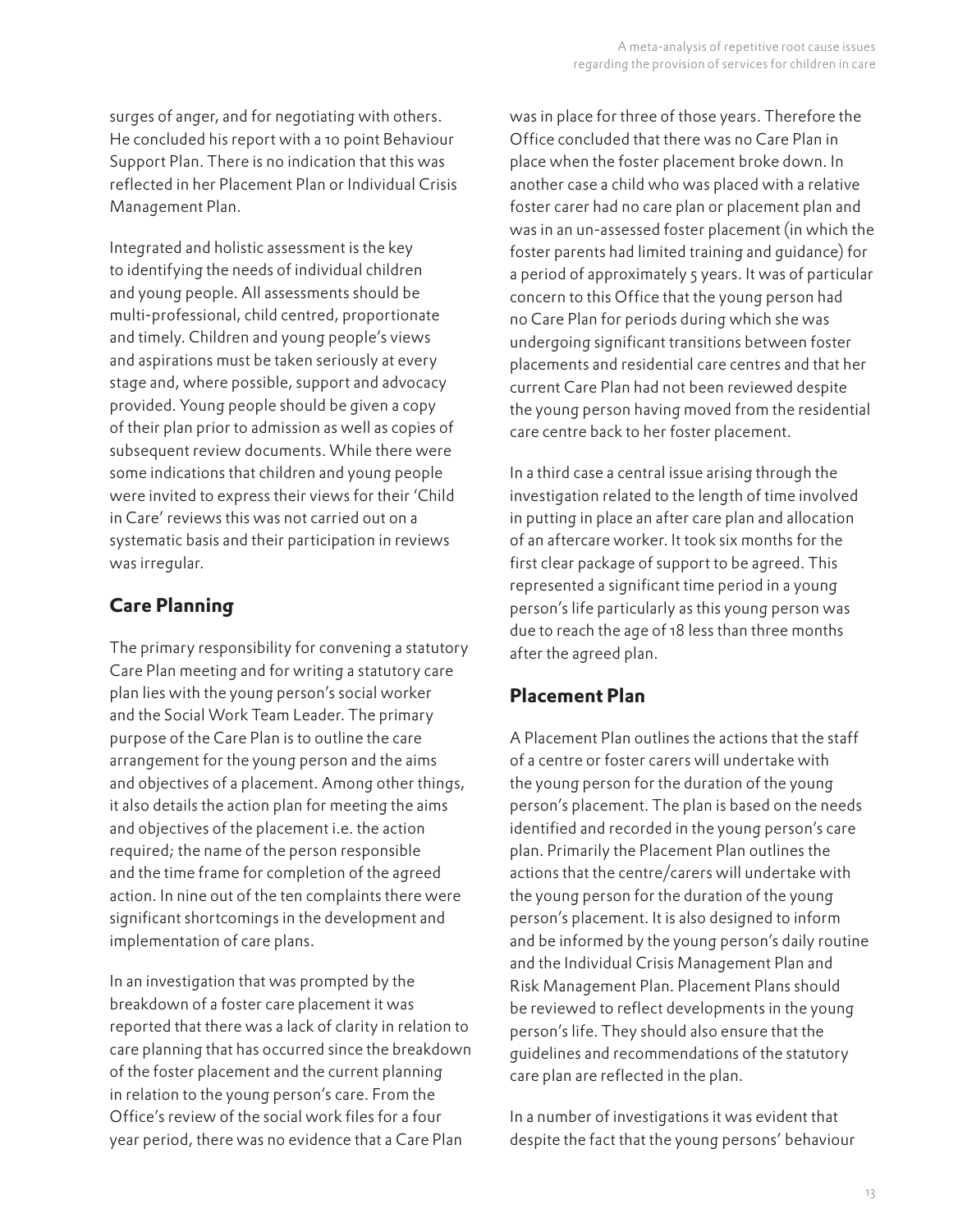surges of anger, and for negotiating with others. He concluded his report with a 10 point Behaviour Support Plan. There is no indication that this was reflected in her Placement Plan or Individual Crisis Management Plan.

Integrated and holistic assessment is the key to identifying the needs of individual children and young people. All assessments should be multi-professional, child centred, proportionate and timely. Children and young people's views and aspirations must be taken seriously at every stage and, where possible, support and advocacy provided. Young people should be given a copy of their plan prior to admission as well as copies of subsequent review documents. While there were some indications that children and young people were invited to express their views for their 'Child in Care' reviews this was not carried out on a systematic basis and their participation in reviews was irregular.

## Care Planning

The primary responsibility for convening a statutory Care Plan meeting and for writing a statutory care plan lies with the young person's social worker and the Social Work Team Leader. The primary purpose of the Care Plan is to outline the care arrangement for the young person and the aims and objectives of a placement. Among other things, it also details the action plan for meeting the aims and objectives of the placement i.e. the action required; the name of the person responsible and the time frame for completion of the agreed action. In nine out of the ten complaints there were significant shortcomings in the development and implementation of care plans.

In an investigation that was prompted by the breakdown of a foster care placement it was reported that there was a lack of clarity in relation to care planning that has occurred since the breakdown of the foster placement and the current planning in relation to the young person's care. From the Office's review of the social work files for a four year period, there was no evidence that a Care Plan was in place for three of those years. Therefore the Office concluded that there was no Care Plan in place when the foster placement broke down. In another case a child who was placed with a relative foster carer had no care plan or placement plan and was in an un-assessed foster placement (in which the foster parents had limited training and guidance) for a period of approximately 5 years. It was of particular concern to this Office that the young person had no Care Plan for periods during which she was undergoing significant transitions between foster placements and residential care centres and that her current Care Plan had not been reviewed despite the young person having moved from the residential care centre back to her foster placement.

In a third case a central issue arising through the investigation related to the length of time involved in putting in place an after care plan and allocation of an aftercare worker. It took six months for the first clear package of support to be agreed. This represented a significant time period in a young person's life particularly as this young person was due to reach the age of 18 less than three months after the agreed plan.

## Placement Plan

A Placement Plan outlines the actions that the staff of a centre or foster carers will undertake with the young person for the duration of the young person's placement. The plan is based on the needs identified and recorded in the young person's care plan. Primarily the Placement Plan outlines the actions that the centre/carers will undertake with the young person for the duration of the young person's placement. It is also designed to inform and be informed by the young person's daily routine and the Individual Crisis Management Plan and Risk Management Plan. Placement Plans should be reviewed to reflect developments in the young person's life. They should also ensure that the guidelines and recommendations of the statutory care plan are reflected in the plan.

In a number of investigations it was evident that despite the fact that the young persons' behaviour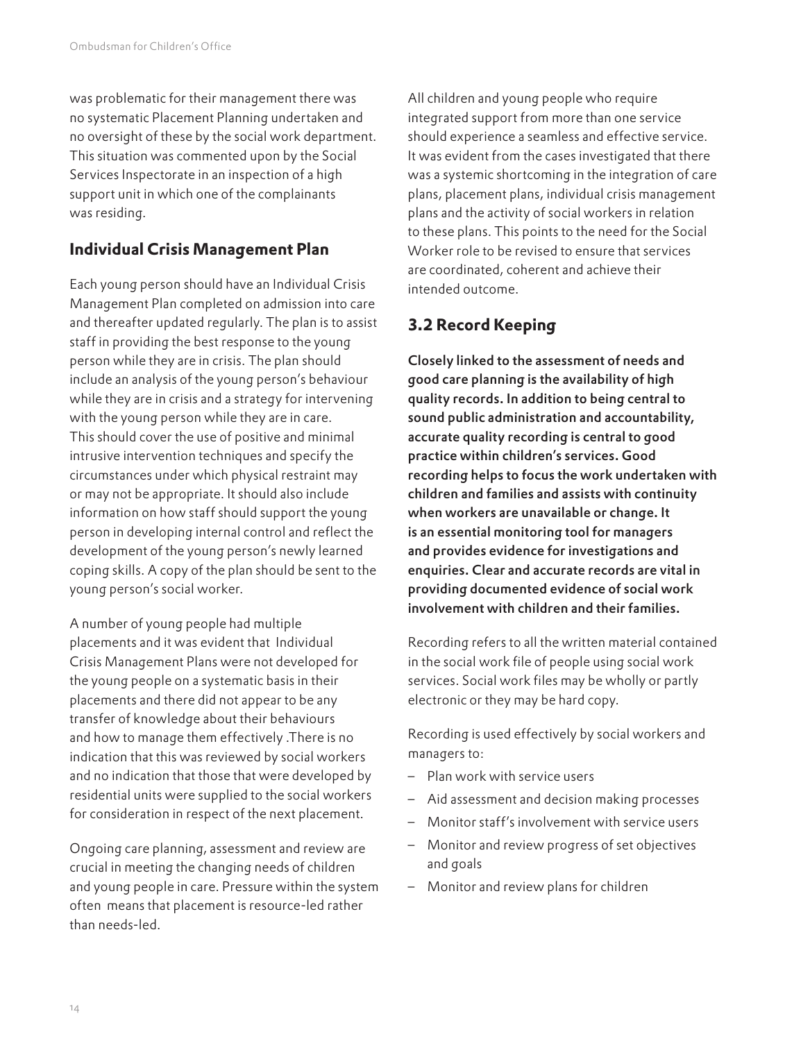was problematic for their management there was no systematic Placement Planning undertaken and no oversight of these by the social work department. This situation was commented upon by the Social Services Inspectorate in an inspection of a high support unit in which one of the complainants was residing.

### Individual Crisis Management Plan

Each young person should have an Individual Crisis Management Plan completed on admission into care and thereafter updated regularly. The plan is to assist staff in providing the best response to the young person while they are in crisis. The plan should include an analysis of the young person's behaviour while they are in crisis and a strategy for intervening with the young person while they are in care. This should cover the use of positive and minimal intrusive intervention techniques and specify the circumstances under which physical restraint may or may not be appropriate. It should also include information on how staff should support the young person in developing internal control and reflect the development of the young person's newly learned coping skills. A copy of the plan should be sent to the young person's social worker.

A number of young people had multiple placements and it was evident that Individual Crisis Management Plans were not developed for the young people on a systematic basis in their placements and there did not appear to be any transfer of knowledge about their behaviours and how to manage them effectively .There is no indication that this was reviewed by social workers and no indication that those that were developed by residential units were supplied to the social workers for consideration in respect of the next placement.

Ongoing care planning, assessment and review are crucial in meeting the changing needs of children and young people in care. Pressure within the system often means that placement is resource-led rather than needs-led.

All children and young people who require integrated support from more than one service should experience a seamless and effective service. It was evident from the cases investigated that there was a systemic shortcoming in the integration of care plans, placement plans, individual crisis management plans and the activity of social workers in relation to these plans. This points to the need for the Social Worker role to be revised to ensure that services are coordinated, coherent and achieve their intended outcome.

## 3.2 Record Keeping

**Closely linked to the assessment of needs and good care planning is the availability of high quality records. In addition to being central to sound public administration and accountability, accurate quality recording is central to good practice within children's services. Good recording helps to focus the work undertaken with children and families and assists with continuity when workers are unavailable or change. It is an essential monitoring tool for managers and provides evidence for investigations and enquiries. Clear and accurate records are vital in providing documented evidence of social work involvement with children and their families.**

Recording refers to all the written material contained in the social work file of people using social work services. Social work files may be wholly or partly electronic or they may be hard copy.

Recording is used effectively by social workers and managers to:

- Plan work with service users
- Aid assessment and decision making processes
- Monitor staff's involvement with service users
- Monitor and review progress of set objectives and goals
- Monitor and review plans for children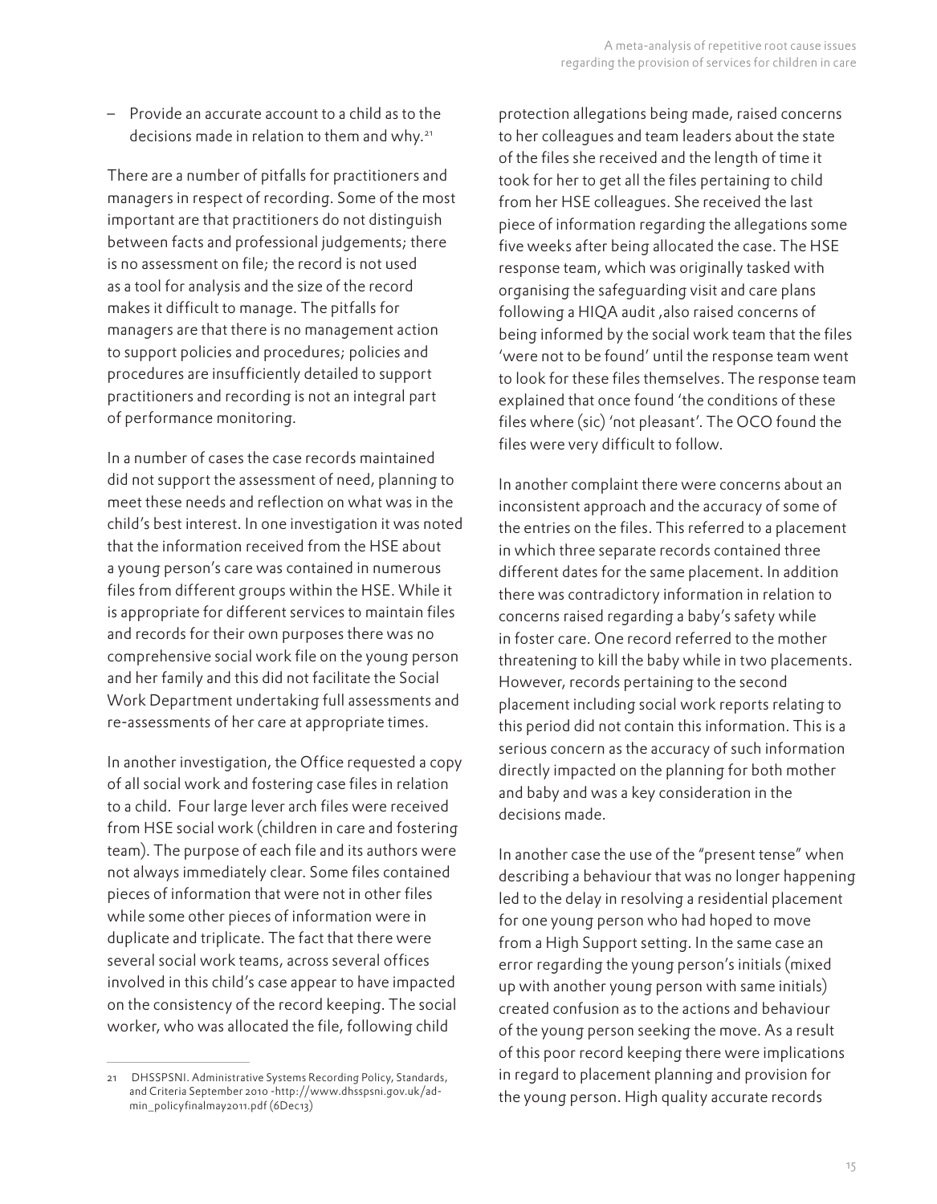– Provide an accurate account to a child as to the decisions made in relation to them and why.[21]

There are a number of pitfalls for practitioners and managers in respect of recording. Some of the most important are that practitioners do not distinguish between facts and professional judgements; there is no assessment on file; the record is not used as a tool for analysis and the size of the record makes it difficult to manage. The pitfalls for managers are that there is no management action to support policies and procedures; policies and procedures are insufficiently detailed to support practitioners and recording is not an integral part of performance monitoring.

In a number of cases the case records maintained did not support the assessment of need, planning to meet these needs and reflection on what was in the child's best interest. In one investigation it was noted that the information received from the HSE about a young person's care was contained in numerous files from different groups within the HSE. While it is appropriate for different services to maintain files and records for their own purposes there was no comprehensive social work file on the young person and her family and this did not facilitate the Social Work Department undertaking full assessments and re-assessments of her care at appropriate times.

In another investigation, the Office requested a copy of all social work and fostering case files in relation to a child. Four large lever arch files were received from HSE social work (children in care and fostering team). The purpose of each file and its authors were not always immediately clear. Some files contained pieces of information that were not in other files while some other pieces of information were in duplicate and triplicate. The fact that there were several social work teams, across several offices involved in this child's case appear to have impacted on the consistency of the record keeping. The social worker, who was allocated the file, following child protection allegations being made, raised concerns to her colleagues and team leaders about the state of the files she received and the length of time it took for her to get all the files pertaining to child from her HSE colleagues. She received the last piece of information regarding the allegations some five weeks after being allocated the case. The HSE response team, which was originally tasked with organising the safeguarding visit and care plans following a HIQA audit ,also raised concerns of being informed by the social work team that the files 'were not to be found' until the response team went to look for these files themselves. The response team explained that once found 'the conditions of these files where (sic) 'not pleasant'. The OCO found the files were very difficult to follow.

In another complaint there were concerns about an inconsistent approach and the accuracy of some of the entries on the files. This referred to a placement in which three separate records contained three different dates for the same placement. In addition there was contradictory information in relation to concerns raised regarding a baby's safety while in foster care. One record referred to the mother threatening to kill the baby while in two placements. However, records pertaining to the second placement including social work reports relating to this period did not contain this information. This is a serious concern as the accuracy of such information directly impacted on the planning for both mother and baby and was a key consideration in the decisions made.

In another case the use of the "present tense" when describing a behaviour that was no longer happening led to the delay in resolving a residential placement for one young person who had hoped to move from a High Support setting. In the same case an error regarding the young person's initials (mixed up with another young person with same initials) created confusion as to the actions and behaviour of the young person seeking the move. As a result of this poor record keeping there were implications in regard to placement planning and provision for the young person. High quality accurate records

---

21 DHSSPSNI. Administrative Systems Recording Policy, Standards, and Criteria September 2010 -http://www.dhsspsni.gov.uk/admin_policyfinalmay2011.pdf (6Dec13)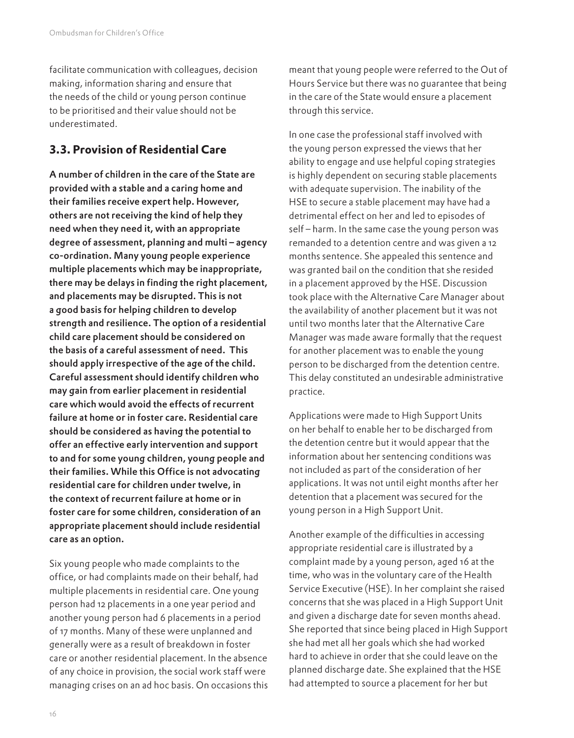facilitate communication with colleagues, decision making, information sharing and ensure that the needs of the child or young person continue to be prioritised and their value should not be underestimated.

## 3.3. Provision of Residential Care

**A number of children in the care of the State are provided with a stable and a caring home and their families receive expert help. However, others are not receiving the kind of help they need when they need it, with an appropriate degree of assessment, planning and multi – agency co-ordination. Many young people experience multiple placements which may be inappropriate, there may be delays in finding the right placement, and placements may be disrupted. This is not a good basis for helping children to develop strength and resilience. The option of a residential child care placement should be considered on the basis of a careful assessment of need. This should apply irrespective of the age of the child. Careful assessment should identify children who may gain from earlier placement in residential care which would avoid the effects of recurrent failure at home or in foster care. Residential care should be considered as having the potential to offer an effective early intervention and support to and for some young children, young people and their families. While this Office is not advocating residential care for children under twelve, in the context of recurrent failure at home or in foster care for some children, consideration of an appropriate placement should include residential care as an option.**

Six young people who made complaints to the office, or had complaints made on their behalf, had multiple placements in residential care. One young person had 12 placements in a one year period and another young person had 6 placements in a period of 17 months. Many of these were unplanned and generally were as a result of breakdown in foster care or another residential placement. In the absence of any choice in provision, the social work staff were managing crises on an ad hoc basis. On occasions this meant that young people were referred to the Out of Hours Service but there was no guarantee that being in the care of the State would ensure a placement through this service.

In one case the professional staff involved with the young person expressed the views that her ability to engage and use helpful coping strategies is highly dependent on securing stable placements with adequate supervision. The inability of the HSE to secure a stable placement may have had a detrimental effect on her and led to episodes of self – harm. In the same case the young person was remanded to a detention centre and was given a 12 months sentence. She appealed this sentence and was granted bail on the condition that she resided in a placement approved by the HSE. Discussion took place with the Alternative Care Manager about the availability of another placement but it was not until two months later that the Alternative Care Manager was made aware formally that the request for another placement was to enable the young person to be discharged from the detention centre. This delay constituted an undesirable administrative practice.

Applications were made to High Support Units on her behalf to enable her to be discharged from the detention centre but it would appear that the information about her sentencing conditions was not included as part of the consideration of her applications. It was not until eight months after her detention that a placement was secured for the young person in a High Support Unit.

Another example of the difficulties in accessing appropriate residential care is illustrated by a complaint made by a young person, aged 16 at the time, who was in the voluntary care of the Health Service Executive (HSE). In her complaint she raised concerns that she was placed in a High Support Unit and given a discharge date for seven months ahead. She reported that since being placed in High Support she had met all her goals which she had worked hard to achieve in order that she could leave on the planned discharge date. She explained that the HSE had attempted to source a placement for her but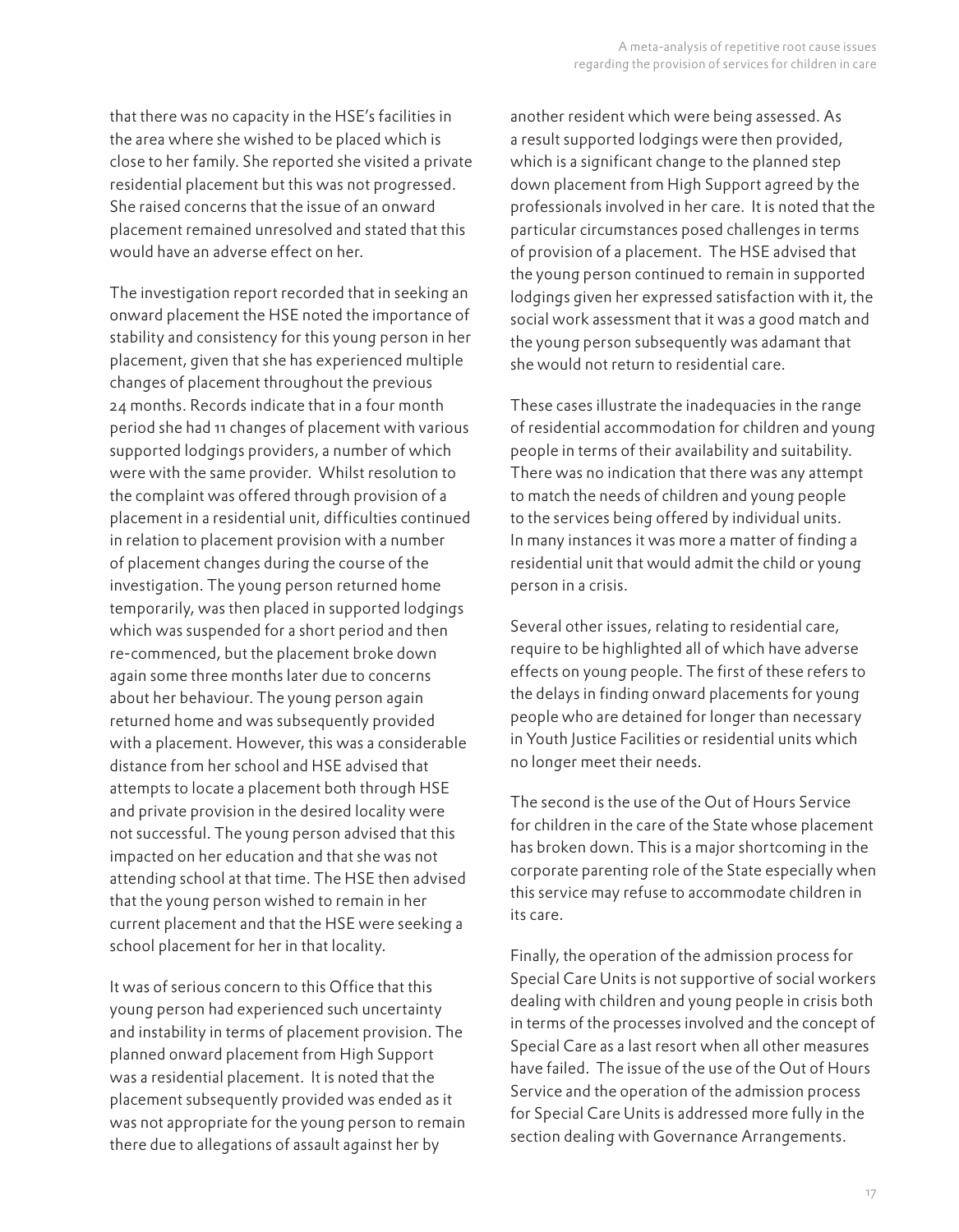that there was no capacity in the HSE's facilities in the area where she wished to be placed which is close to her family. She reported she visited a private residential placement but this was not progressed. She raised concerns that the issue of an onward placement remained unresolved and stated that this would have an adverse effect on her.

The investigation report recorded that in seeking an onward placement the HSE noted the importance of stability and consistency for this young person in her placement, given that she has experienced multiple changes of placement throughout the previous 24 months. Records indicate that in a four month period she had 11 changes of placement with various supported lodgings providers, a number of which were with the same provider. Whilst resolution to the complaint was offered through provision of a placement in a residential unit, difficulties continued in relation to placement provision with a number of placement changes during the course of the investigation. The young person returned home temporarily, was then placed in supported lodgings which was suspended for a short period and then re-commenced, but the placement broke down again some three months later due to concerns about her behaviour. The young person again returned home and was subsequently provided with a placement. However, this was a considerable distance from her school and HSE advised that attempts to locate a placement both through HSE and private provision in the desired locality were not successful. The young person advised that this impacted on her education and that she was not attending school at that time. The HSE then advised that the young person wished to remain in her current placement and that the HSE were seeking a school placement for her in that locality.

It was of serious concern to this Office that this young person had experienced such uncertainty and instability in terms of placement provision. The planned onward placement from High Support was a residential placement. It is noted that the placement subsequently provided was ended as it was not appropriate for the young person to remain there due to allegations of assault against her by another resident which were being assessed. As a result supported lodgings were then provided, which is a significant change to the planned step down placement from High Support agreed by the professionals involved in her care. It is noted that the particular circumstances posed challenges in terms of provision of a placement. The HSE advised that the young person continued to remain in supported lodgings given her expressed satisfaction with it, the social work assessment that it was a good match and the young person subsequently was adamant that she would not return to residential care.

These cases illustrate the inadequacies in the range of residential accommodation for children and young people in terms of their availability and suitability. There was no indication that there was any attempt to match the needs of children and young people to the services being offered by individual units. In many instances it was more a matter of finding a residential unit that would admit the child or young person in a crisis.

Several other issues, relating to residential care, require to be highlighted all of which have adverse effects on young people. The first of these refers to the delays in finding onward placements for young people who are detained for longer than necessary in Youth Justice Facilities or residential units which no longer meet their needs.

The second is the use of the Out of Hours Service for children in the care of the State whose placement has broken down. This is a major shortcoming in the corporate parenting role of the State especially when this service may refuse to accommodate children in its care.

Finally, the operation of the admission process for Special Care Units is not supportive of social workers dealing with children and young people in crisis both in terms of the processes involved and the concept of Special Care as a last resort when all other measures have failed. The issue of the use of the Out of Hours Service and the operation of the admission process for Special Care Units is addressed more fully in the section dealing with Governance Arrangements.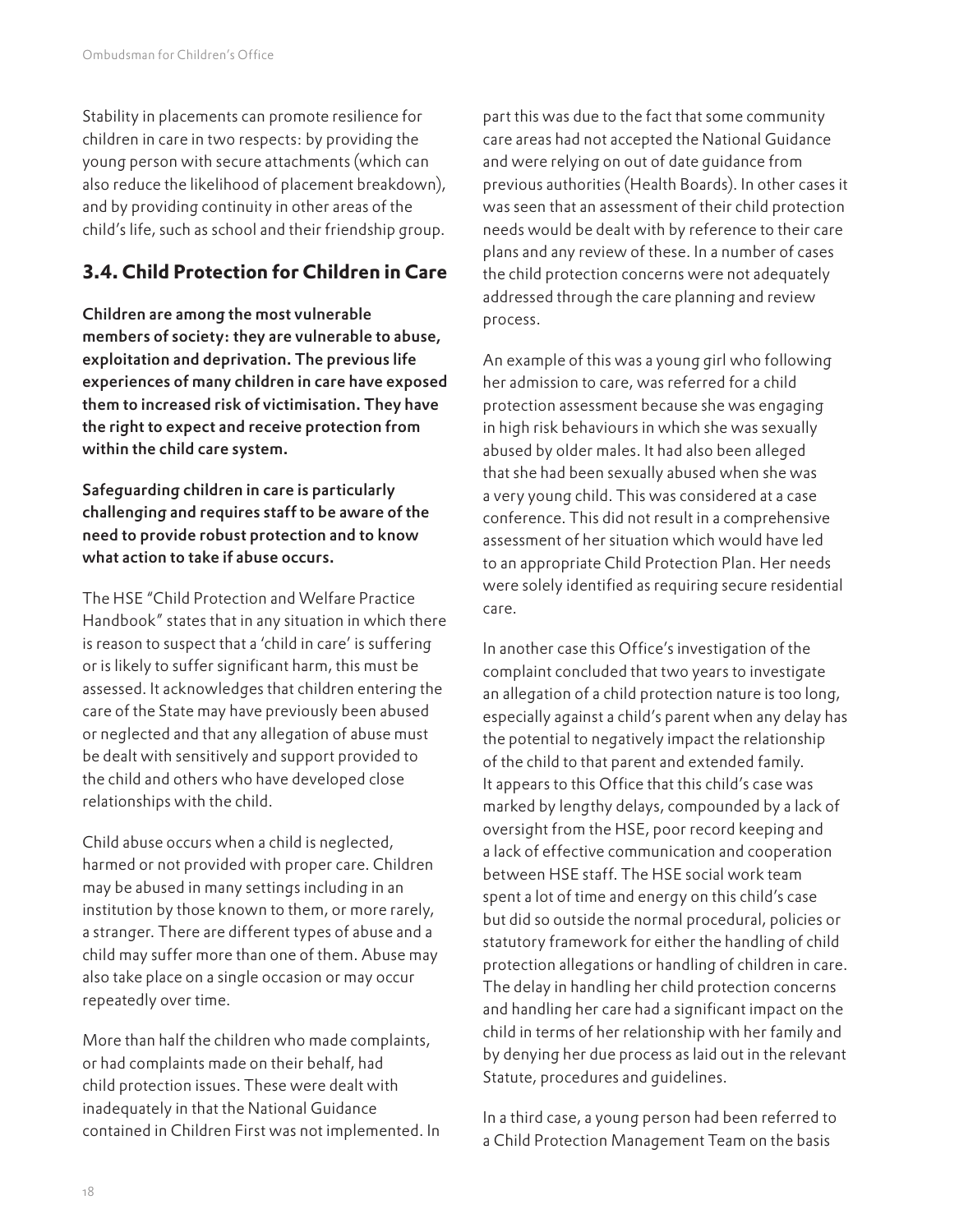Stability in placements can promote resilience for children in care in two respects: by providing the young person with secure attachments (which can also reduce the likelihood of placement breakdown), and by providing continuity in other areas of the child's life, such as school and their friendship group.

## 3.4. Child Protection for Children in Care

**Children are among the most vulnerable members of society: they are vulnerable to abuse, exploitation and deprivation. The previous life experiences of many children in care have exposed them to increased risk of victimisation. They have the right to expect and receive protection from within the child care system.**

**Safeguarding children in care is particularly challenging and requires staff to be aware of the need to provide robust protection and to know what action to take if abuse occurs.**

The HSE "Child Protection and Welfare Practice Handbook" states that in any situation in which there is reason to suspect that a 'child in care' is suffering or is likely to suffer significant harm, this must be assessed. It acknowledges that children entering the care of the State may have previously been abused or neglected and that any allegation of abuse must be dealt with sensitively and support provided to the child and others who have developed close relationships with the child.

Child abuse occurs when a child is neglected, harmed or not provided with proper care. Children may be abused in many settings including in an institution by those known to them, or more rarely, a stranger. There are different types of abuse and a child may suffer more than one of them. Abuse may also take place on a single occasion or may occur repeatedly over time.

More than half the children who made complaints, or had complaints made on their behalf, had child protection issues. These were dealt with inadequately in that the National Guidance contained in Children First was not implemented. In part this was due to the fact that some community care areas had not accepted the National Guidance and were relying on out of date guidance from previous authorities (Health Boards). In other cases it was seen that an assessment of their child protection needs would be dealt with by reference to their care plans and any review of these. In a number of cases the child protection concerns were not adequately addressed through the care planning and review process.

An example of this was a young girl who following her admission to care, was referred for a child protection assessment because she was engaging in high risk behaviours in which she was sexually abused by older males. It had also been alleged that she had been sexually abused when she was a very young child. This was considered at a case conference. This did not result in a comprehensive assessment of her situation which would have led to an appropriate Child Protection Plan. Her needs were solely identified as requiring secure residential care.

In another case this Office's investigation of the complaint concluded that two years to investigate an allegation of a child protection nature is too long, especially against a child's parent when any delay has the potential to negatively impact the relationship of the child to that parent and extended family. It appears to this Office that this child's case was marked by lengthy delays, compounded by a lack of oversight from the HSE, poor record keeping and a lack of effective communication and cooperation between HSE staff. The HSE social work team spent a lot of time and energy on this child's case but did so outside the normal procedural, policies or statutory framework for either the handling of child protection allegations or handling of children in care. The delay in handling her child protection concerns and handling her care had a significant impact on the child in terms of her relationship with her family and by denying her due process as laid out in the relevant Statute, procedures and guidelines.

In a third case, a young person had been referred to a Child Protection Management Team on the basis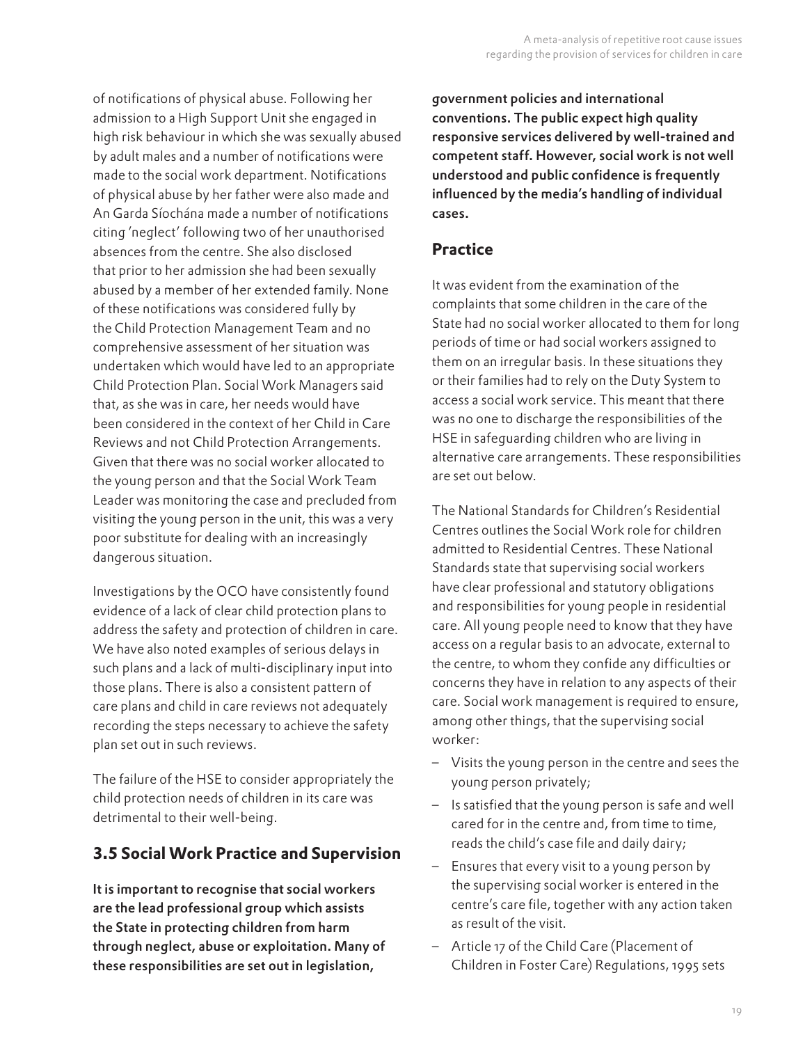of notifications of physical abuse. Following her admission to a High Support Unit she engaged in high risk behaviour in which she was sexually abused by adult males and a number of notifications were made to the social work department. Notifications of physical abuse by her father were also made and An Garda Síochána made a number of notifications citing 'neglect' following two of her unauthorised absences from the centre. She also disclosed that prior to her admission she had been sexually abused by a member of her extended family. None of these notifications was considered fully by the Child Protection Management Team and no comprehensive assessment of her situation was undertaken which would have led to an appropriate Child Protection Plan. Social Work Managers said that, as she was in care, her needs would have been considered in the context of her Child in Care Reviews and not Child Protection Arrangements. Given that there was no social worker allocated to the young person and that the Social Work Team Leader was monitoring the case and precluded from visiting the young person in the unit, this was a very poor substitute for dealing with an increasingly dangerous situation.

Investigations by the OCO have consistently found evidence of a lack of clear child protection plans to address the safety and protection of children in care. We have also noted examples of serious delays in such plans and a lack of multi-disciplinary input into those plans. There is also a consistent pattern of care plans and child in care reviews not adequately recording the steps necessary to achieve the safety plan set out in such reviews.

The failure of the HSE to consider appropriately the child protection needs of children in its care was detrimental to their well-being.

## 3.5 Social Work Practice and Supervision

**It is important to recognise that social workers are the lead professional group which assists the State in protecting children from harm through neglect, abuse or exploitation. Many of these responsibilities are set out in legislation, government policies and international conventions. The public expect high quality responsive services delivered by well-trained and competent staff. However, social work is not well understood and public confidence is frequently influenced by the media's handling of individual cases.**

### Practice

It was evident from the examination of the complaints that some children in the care of the State had no social worker allocated to them for long periods of time or had social workers assigned to them on an irregular basis. In these situations they or their families had to rely on the Duty System to access a social work service. This meant that there was no one to discharge the responsibilities of the HSE in safeguarding children who are living in alternative care arrangements. These responsibilities are set out below.

The National Standards for Children's Residential Centres outlines the Social Work role for children admitted to Residential Centres. These National Standards state that supervising social workers have clear professional and statutory obligations and responsibilities for young people in residential care. All young people need to know that they have access on a regular basis to an advocate, external to the centre, to whom they confide any difficulties or concerns they have in relation to any aspects of their care. Social work management is required to ensure, among other things, that the supervising social worker:

- Visits the young person in the centre and sees the young person privately;
- Is satisfied that the young person is safe and well cared for in the centre and, from time to time, reads the child's case file and daily dairy;
- Ensures that every visit to a young person by the supervising social worker is entered in the centre's care file, together with any action taken as result of the visit.
- Article 17 of the Child Care (Placement of Children in Foster Care) Regulations, 1995 sets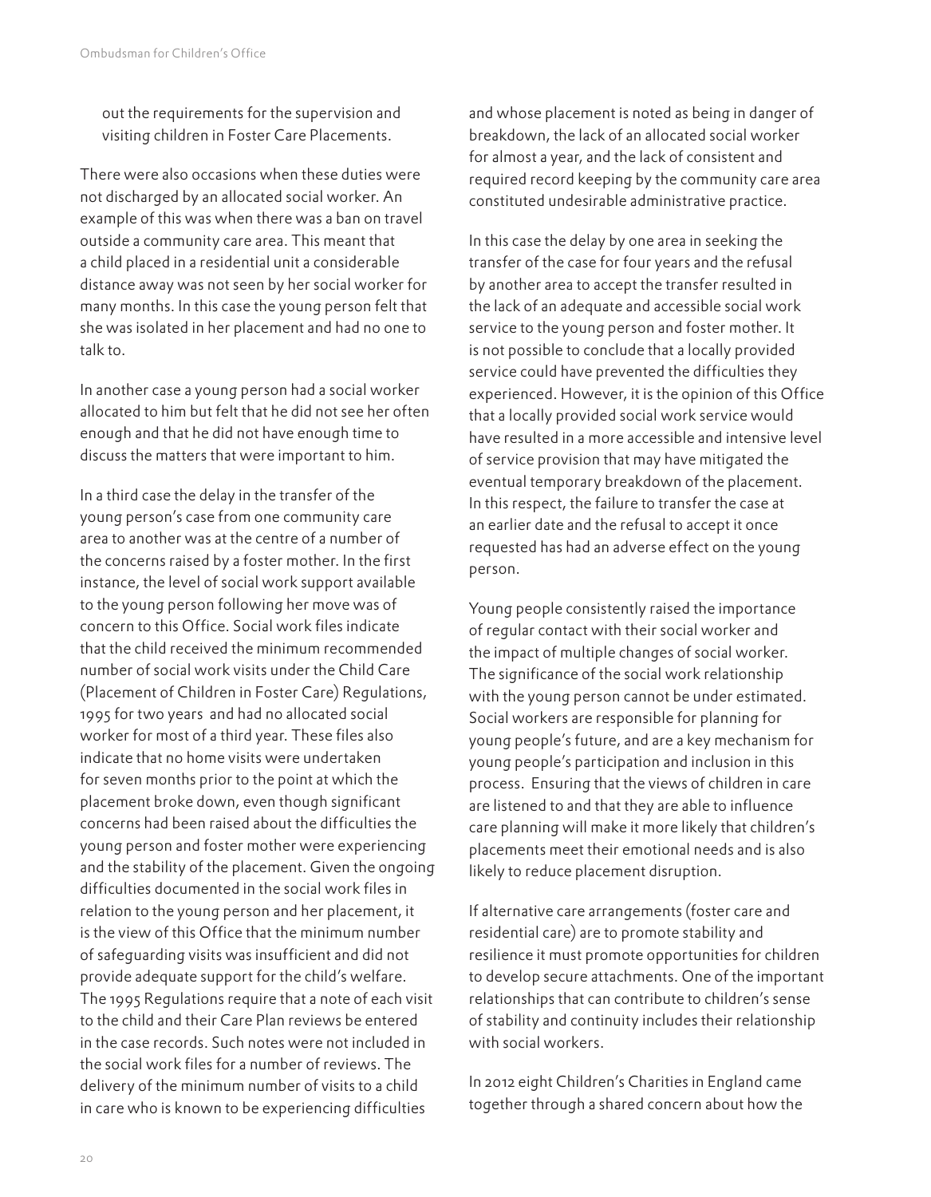out the requirements for the supervision and visiting children in Foster Care Placements.

There were also occasions when these duties were not discharged by an allocated social worker. An example of this was when there was a ban on travel outside a community care area. This meant that a child placed in a residential unit a considerable distance away was not seen by her social worker for many months. In this case the young person felt that she was isolated in her placement and had no one to talk to.

In another case a young person had a social worker allocated to him but felt that he did not see her often enough and that he did not have enough time to discuss the matters that were important to him.

In a third case the delay in the transfer of the young person's case from one community care area to another was at the centre of a number of the concerns raised by a foster mother. In the first instance, the level of social work support available to the young person following her move was of concern to this Office. Social work files indicate that the child received the minimum recommended number of social work visits under the Child Care (Placement of Children in Foster Care) Regulations, 1995 for two years and had no allocated social worker for most of a third year. These files also indicate that no home visits were undertaken for seven months prior to the point at which the placement broke down, even though significant concerns had been raised about the difficulties the young person and foster mother were experiencing and the stability of the placement. Given the ongoing difficulties documented in the social work files in relation to the young person and her placement, it is the view of this Office that the minimum number of safeguarding visits was insufficient and did not provide adequate support for the child's welfare. The 1995 Regulations require that a note of each visit to the child and their Care Plan reviews be entered in the case records. Such notes were not included in the social work files for a number of reviews. The delivery of the minimum number of visits to a child in care who is known to be experiencing difficulties and whose placement is noted as being in danger of breakdown, the lack of an allocated social worker for almost a year, and the lack of consistent and required record keeping by the community care area constituted undesirable administrative practice.

In this case the delay by one area in seeking the transfer of the case for four years and the refusal by another area to accept the transfer resulted in the lack of an adequate and accessible social work service to the young person and foster mother. It is not possible to conclude that a locally provided service could have prevented the difficulties they experienced. However, it is the opinion of this Office that a locally provided social work service would have resulted in a more accessible and intensive level of service provision that may have mitigated the eventual temporary breakdown of the placement. In this respect, the failure to transfer the case at an earlier date and the refusal to accept it once requested has had an adverse effect on the young person.

Young people consistently raised the importance of regular contact with their social worker and the impact of multiple changes of social worker. The significance of the social work relationship with the young person cannot be under estimated. Social workers are responsible for planning for young people's future, and are a key mechanism for young people's participation and inclusion in this process. Ensuring that the views of children in care are listened to and that they are able to influence care planning will make it more likely that children's placements meet their emotional needs and is also likely to reduce placement disruption.

If alternative care arrangements (foster care and residential care) are to promote stability and resilience it must promote opportunities for children to develop secure attachments. One of the important relationships that can contribute to children's sense of stability and continuity includes their relationship with social workers.

In 2012 eight Children's Charities in England came together through a shared concern about how the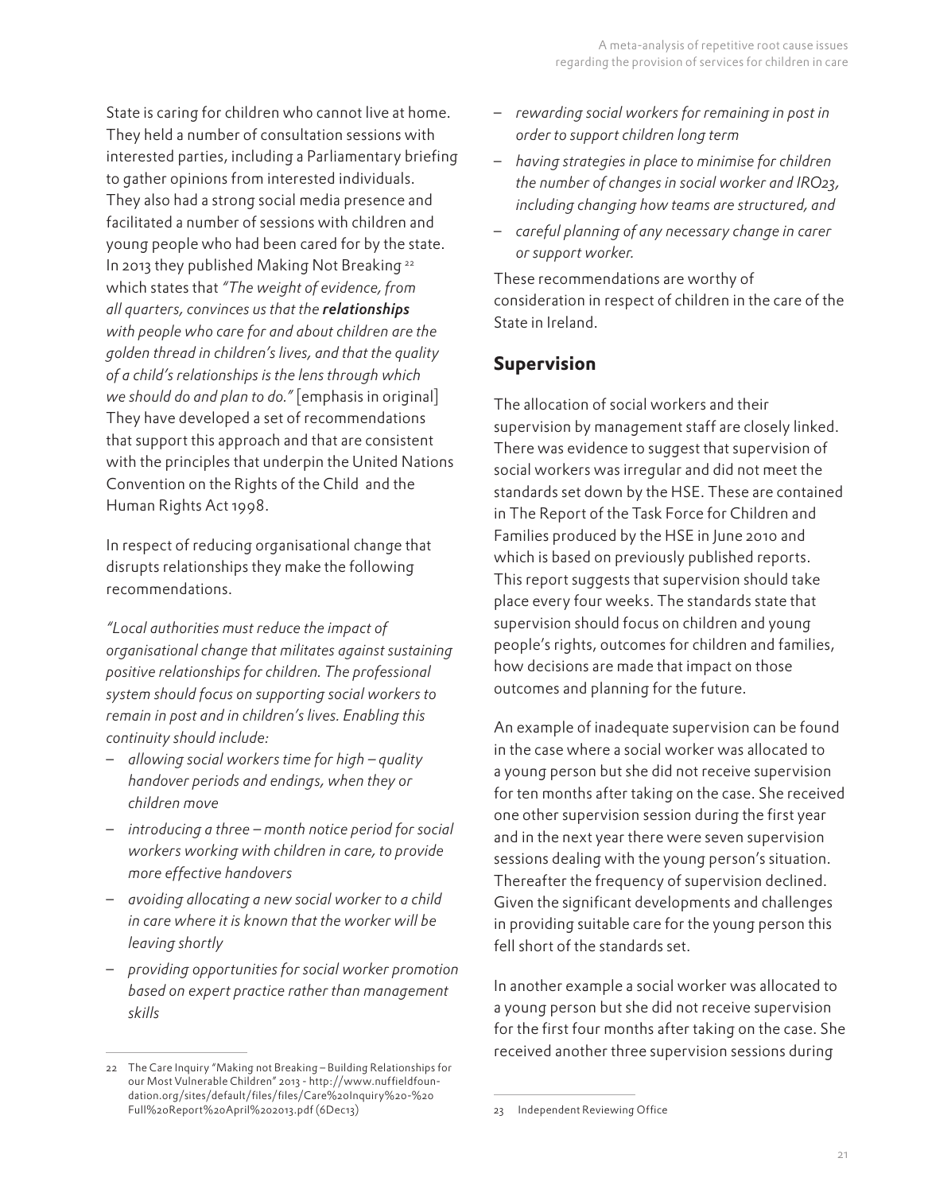State is caring for children who cannot live at home. They held a number of consultation sessions with interested parties, including a Parliamentary briefing to gather opinions from interested individuals. They also had a strong social media presence and facilitated a number of sessions with children and young people who had been cared for by the state. In 2013 they published Making Not Breaking [22] which states that *"The weight of evidence, from all quarters, convinces us that the **relationships** with people who care for and about children are the golden thread in children's lives, and that the quality of a child's relationships is the lens through which we should do and plan to do."* [emphasis in original] They have developed a set of recommendations that support this approach and that are consistent with the principles that underpin the United Nations Convention on the Rights of the Child and the Human Rights Act 1998.

In respect of reducing organisational change that disrupts relationships they make the following recommendations.

*"Local authorities must reduce the impact of organisational change that militates against sustaining positive relationships for children. The professional system should focus on supporting social workers to remain in post and in children's lives. Enabling this continuity should include:*

- *allowing social workers time for high – quality handover periods and endings, when they or children move*
- *introducing a three – month notice period for social workers working with children in care, to provide more effective handovers*
- *avoiding allocating a new social worker to a child in care where it is known that the worker will be leaving shortly*
- *providing opportunities for social worker promotion based on expert practice rather than management skills*
- *rewarding social workers for remaining in post in order to support children long term*
- *having strategies in place to minimise for children the number of changes in social worker and IRO23, including changing how teams are structured, and*
- *careful planning of any necessary change in carer or support worker.*

These recommendations are worthy of consideration in respect of children in the care of the State in Ireland.

## Supervision

The allocation of social workers and their supervision by management staff are closely linked. There was evidence to suggest that supervision of social workers was irregular and did not meet the standards set down by the HSE. These are contained in The Report of the Task Force for Children and Families produced by the HSE in June 2010 and which is based on previously published reports. This report suggests that supervision should take place every four weeks. The standards state that supervision should focus on children and young people's rights, outcomes for children and families, how decisions are made that impact on those outcomes and planning for the future.

An example of inadequate supervision can be found in the case where a social worker was allocated to a young person but she did not receive supervision for ten months after taking on the case. She received one other supervision session during the first year and in the next year there were seven supervision sessions dealing with the young person's situation. Thereafter the frequency of supervision declined. Given the significant developments and challenges in providing suitable care for the young person this fell short of the standards set.

In another example a social worker was allocated to a young person but she did not receive supervision for the first four months after taking on the case. She received another three supervision sessions during

---

22 The Care Inquiry "Making not Breaking – Building Relationships for our Most Vulnerable Children" 2013 - http://www.nuffieldfoundation.org/sites/default/files/files/Care%20Inquiry%20-%20Full%20Report%20April%202013.pdf (6Dec13)

23 Independent Reviewing Office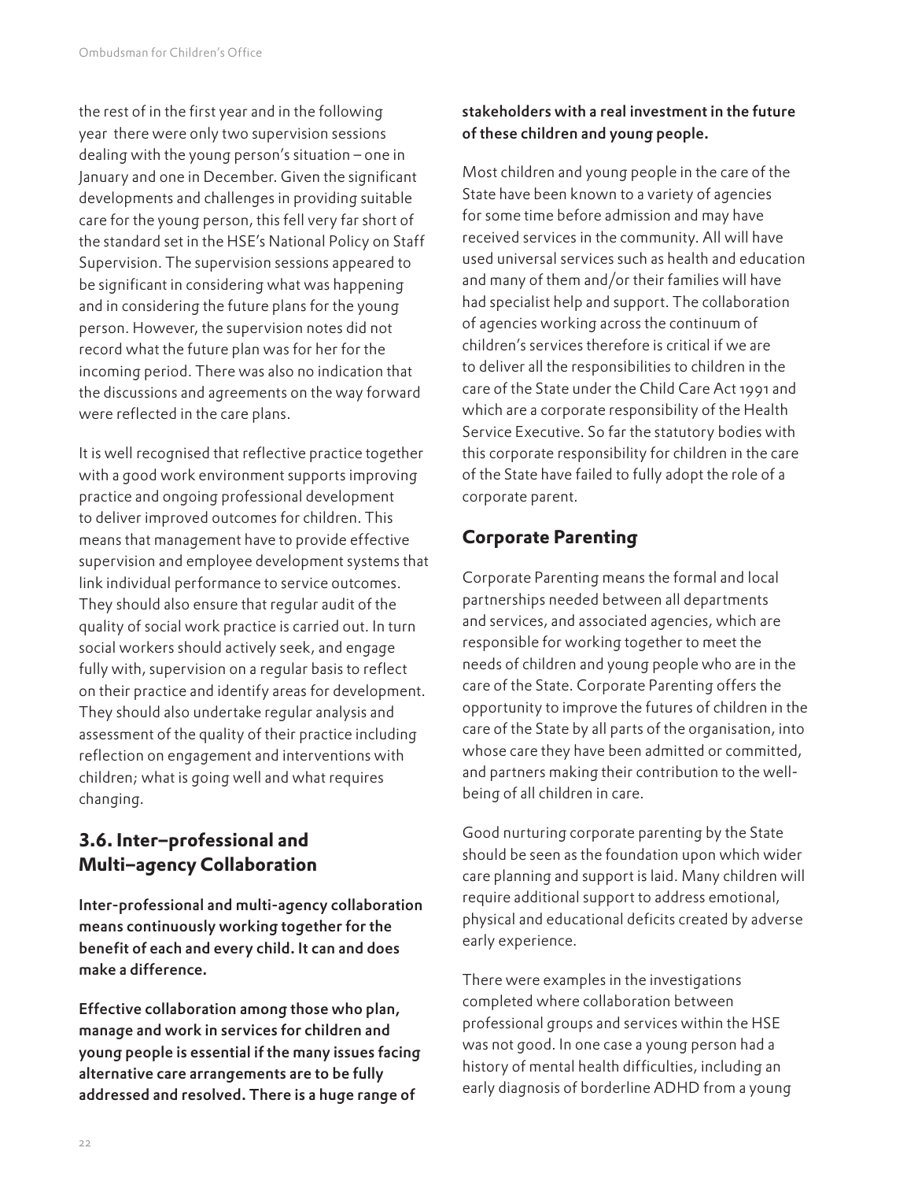the rest of in the first year and in the following year there were only two supervision sessions dealing with the young person's situation – one in January and one in December. Given the significant developments and challenges in providing suitable care for the young person, this fell very far short of the standard set in the HSE's National Policy on Staff Supervision. The supervision sessions appeared to be significant in considering what was happening and in considering the future plans for the young person. However, the supervision notes did not record what the future plan was for her for the incoming period. There was also no indication that the discussions and agreements on the way forward were reflected in the care plans.

It is well recognised that reflective practice together with a good work environment supports improving practice and ongoing professional development to deliver improved outcomes for children. This means that management have to provide effective supervision and employee development systems that link individual performance to service outcomes. They should also ensure that regular audit of the quality of social work practice is carried out. In turn social workers should actively seek, and engage fully with, supervision on a regular basis to reflect on their practice and identify areas for development. They should also undertake regular analysis and assessment of the quality of their practice including reflection on engagement and interventions with children; what is going well and what requires changing.

## 3.6. Inter–professional and Multi–agency Collaboration

**Inter-professional and multi-agency collaboration means continuously working together for the benefit of each and every child. It can and does make a difference.**

**Effective collaboration among those who plan, manage and work in services for children and young people is essential if the many issues facing alternative care arrangements are to be fully addressed and resolved. There is a huge range of stakeholders with a real investment in the future of these children and young people.**

Most children and young people in the care of the State have been known to a variety of agencies for some time before admission and may have received services in the community. All will have used universal services such as health and education and many of them and/or their families will have had specialist help and support. The collaboration of agencies working across the continuum of children's services therefore is critical if we are to deliver all the responsibilities to children in the care of the State under the Child Care Act 1991 and which are a corporate responsibility of the Health Service Executive. So far the statutory bodies with this corporate responsibility for children in the care of the State have failed to fully adopt the role of a corporate parent.

### Corporate Parenting

Corporate Parenting means the formal and local partnerships needed between all departments and services, and associated agencies, which are responsible for working together to meet the needs of children and young people who are in the care of the State. Corporate Parenting offers the opportunity to improve the futures of children in the care of the State by all parts of the organisation, into whose care they have been admitted or committed, and partners making their contribution to the well-being of all children in care.

Good nurturing corporate parenting by the State should be seen as the foundation upon which wider care planning and support is laid. Many children will require additional support to address emotional, physical and educational deficits created by adverse early experience.

There were examples in the investigations completed where collaboration between professional groups and services within the HSE was not good. In one case a young person had a history of mental health difficulties, including an early diagnosis of borderline ADHD from a young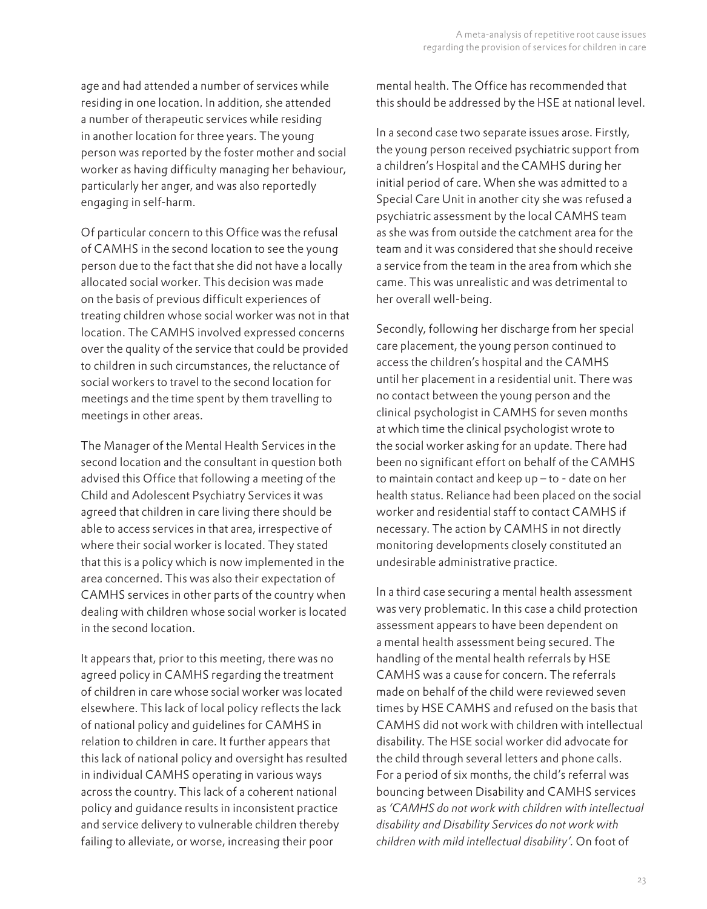age and had attended a number of services while residing in one location. In addition, she attended a number of therapeutic services while residing in another location for three years. The young person was reported by the foster mother and social worker as having difficulty managing her behaviour, particularly her anger, and was also reportedly engaging in self-harm.

Of particular concern to this Office was the refusal of CAMHS in the second location to see the young person due to the fact that she did not have a locally allocated social worker. This decision was made on the basis of previous difficult experiences of treating children whose social worker was not in that location. The CAMHS involved expressed concerns over the quality of the service that could be provided to children in such circumstances, the reluctance of social workers to travel to the second location for meetings and the time spent by them travelling to meetings in other areas.

The Manager of the Mental Health Services in the second location and the consultant in question both advised this Office that following a meeting of the Child and Adolescent Psychiatry Services it was agreed that children in care living there should be able to access services in that area, irrespective of where their social worker is located. They stated that this is a policy which is now implemented in the area concerned. This was also their expectation of CAMHS services in other parts of the country when dealing with children whose social worker is located in the second location.

It appears that, prior to this meeting, there was no agreed policy in CAMHS regarding the treatment of children in care whose social worker was located elsewhere. This lack of local policy reflects the lack of national policy and guidelines for CAMHS in relation to children in care. It further appears that this lack of national policy and oversight has resulted in individual CAMHS operating in various ways across the country. This lack of a coherent national policy and guidance results in inconsistent practice and service delivery to vulnerable children thereby failing to alleviate, or worse, increasing their poor mental health. The Office has recommended that this should be addressed by the HSE at national level.

In a second case two separate issues arose. Firstly, the young person received psychiatric support from a children's Hospital and the CAMHS during her initial period of care. When she was admitted to a Special Care Unit in another city she was refused a psychiatric assessment by the local CAMHS team as she was from outside the catchment area for the team and it was considered that she should receive a service from the team in the area from which she came. This was unrealistic and was detrimental to her overall well-being.

Secondly, following her discharge from her special care placement, the young person continued to access the children's hospital and the CAMHS until her placement in a residential unit. There was no contact between the young person and the clinical psychologist in CAMHS for seven months at which time the clinical psychologist wrote to the social worker asking for an update. There had been no significant effort on behalf of the CAMHS to maintain contact and keep up – to - date on her health status. Reliance had been placed on the social worker and residential staff to contact CAMHS if necessary. The action by CAMHS in not directly monitoring developments closely constituted an undesirable administrative practice.

In a third case securing a mental health assessment was very problematic. In this case a child protection assessment appears to have been dependent on a mental health assessment being secured. The handling of the mental health referrals by HSE CAMHS was a cause for concern. The referrals made on behalf of the child were reviewed seven times by HSE CAMHS and refused on the basis that CAMHS did not work with children with intellectual disability. The HSE social worker did advocate for the child through several letters and phone calls. For a period of six months, the child's referral was bouncing between Disability and CAMHS services as *'CAMHS do not work with children with intellectual disability and Disability Services do not work with children with mild intellectual disability'.* On foot of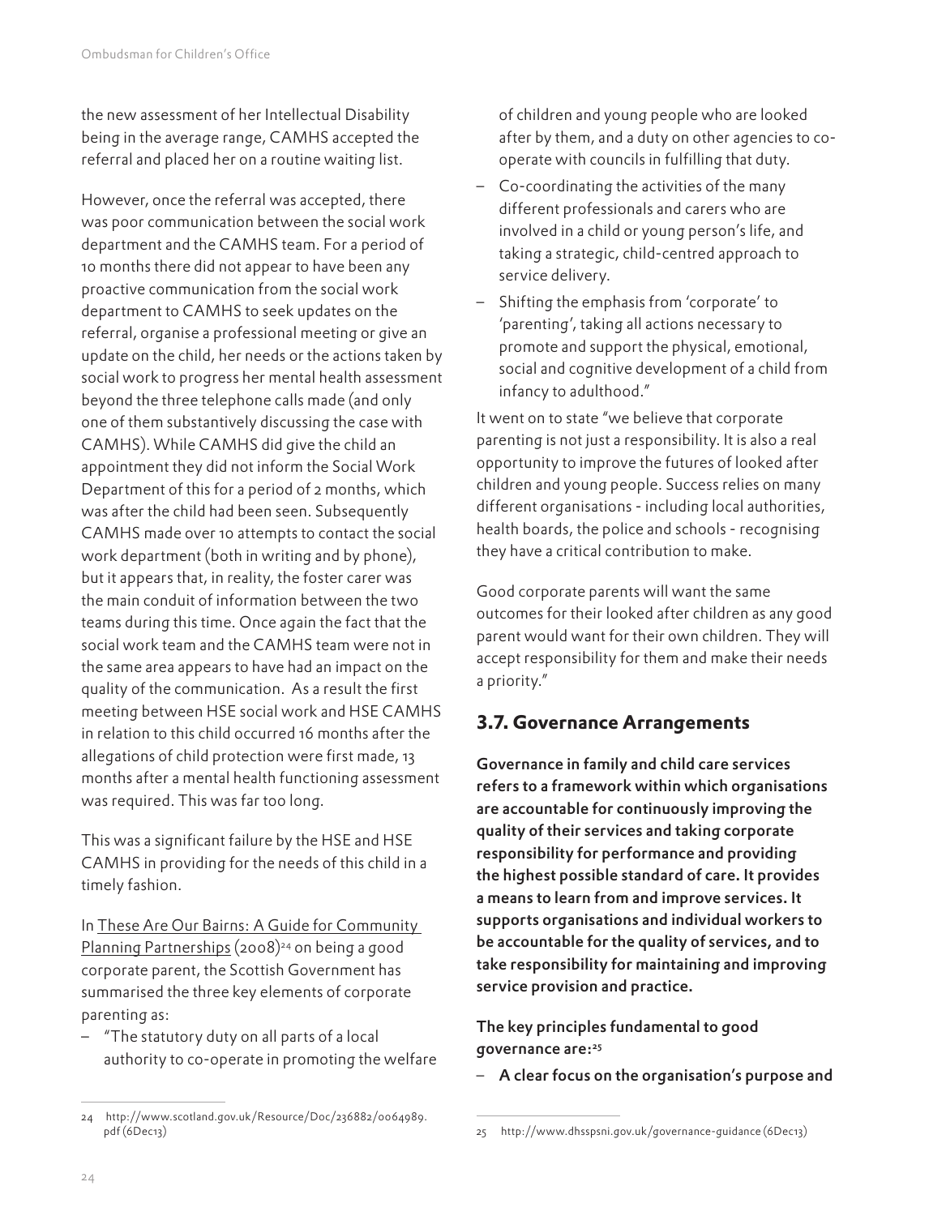the new assessment of her Intellectual Disability being in the average range, CAMHS accepted the referral and placed her on a routine waiting list.

However, once the referral was accepted, there was poor communication between the social work department and the CAMHS team. For a period of 10 months there did not appear to have been any proactive communication from the social work department to CAMHS to seek updates on the referral, organise a professional meeting or give an update on the child, her needs or the actions taken by social work to progress her mental health assessment beyond the three telephone calls made (and only one of them substantively discussing the case with CAMHS). While CAMHS did give the child an appointment they did not inform the Social Work Department of this for a period of 2 months, which was after the child had been seen. Subsequently CAMHS made over 10 attempts to contact the social work department (both in writing and by phone), but it appears that, in reality, the foster carer was the main conduit of information between the two teams during this time. Once again the fact that the social work team and the CAMHS team were not in the same area appears to have had an impact on the quality of the communication. As a result the first meeting between HSE social work and HSE CAMHS in relation to this child occurred 16 months after the allegations of child protection were first made, 13 months after a mental health functioning assessment was required. This was far too long.

This was a significant failure by the HSE and HSE CAMHS in providing for the needs of this child in a timely fashion.

In These Are Our Bairns: A Guide for Community Planning Partnerships (2008)[24] on being a good corporate parent, the Scottish Government has summarised the three key elements of corporate parenting as:

- "The statutory duty on all parts of a local authority to co-operate in promoting the welfare of children and young people who are looked after by them, and a duty on other agencies to co-operate with councils in fulfilling that duty.
- Co-coordinating the activities of the many different professionals and carers who are involved in a child or young person's life, and taking a strategic, child-centred approach to service delivery.
- Shifting the emphasis from 'corporate' to 'parenting', taking all actions necessary to promote and support the physical, emotional, social and cognitive development of a child from infancy to adulthood."

It went on to state "we believe that corporate parenting is not just a responsibility. It is also a real opportunity to improve the futures of looked after children and young people. Success relies on many different organisations - including local authorities, health boards, the police and schools - recognising they have a critical contribution to make.

Good corporate parents will want the same outcomes for their looked after children as any good parent would want for their own children. They will accept responsibility for them and make their needs a priority."

## 3.7. Governance Arrangements

**Governance in family and child care services refers to a framework within which organisations are accountable for continuously improving the quality of their services and taking corporate responsibility for performance and providing the highest possible standard of care. It provides a means to learn from and improve services. It supports organisations and individual workers to be accountable for the quality of services, and to take responsibility for maintaining and improving service provision and practice.**

**The key principles fundamental to good governance are:**[25]

- **A clear focus on the organisation's purpose and**

---

24 http://www.scotland.gov.uk/Resource/Doc/236882/0064989.pdf (6Dec13)

25 http://www.dhsspsni.gov.uk/governance-guidance (6Dec13)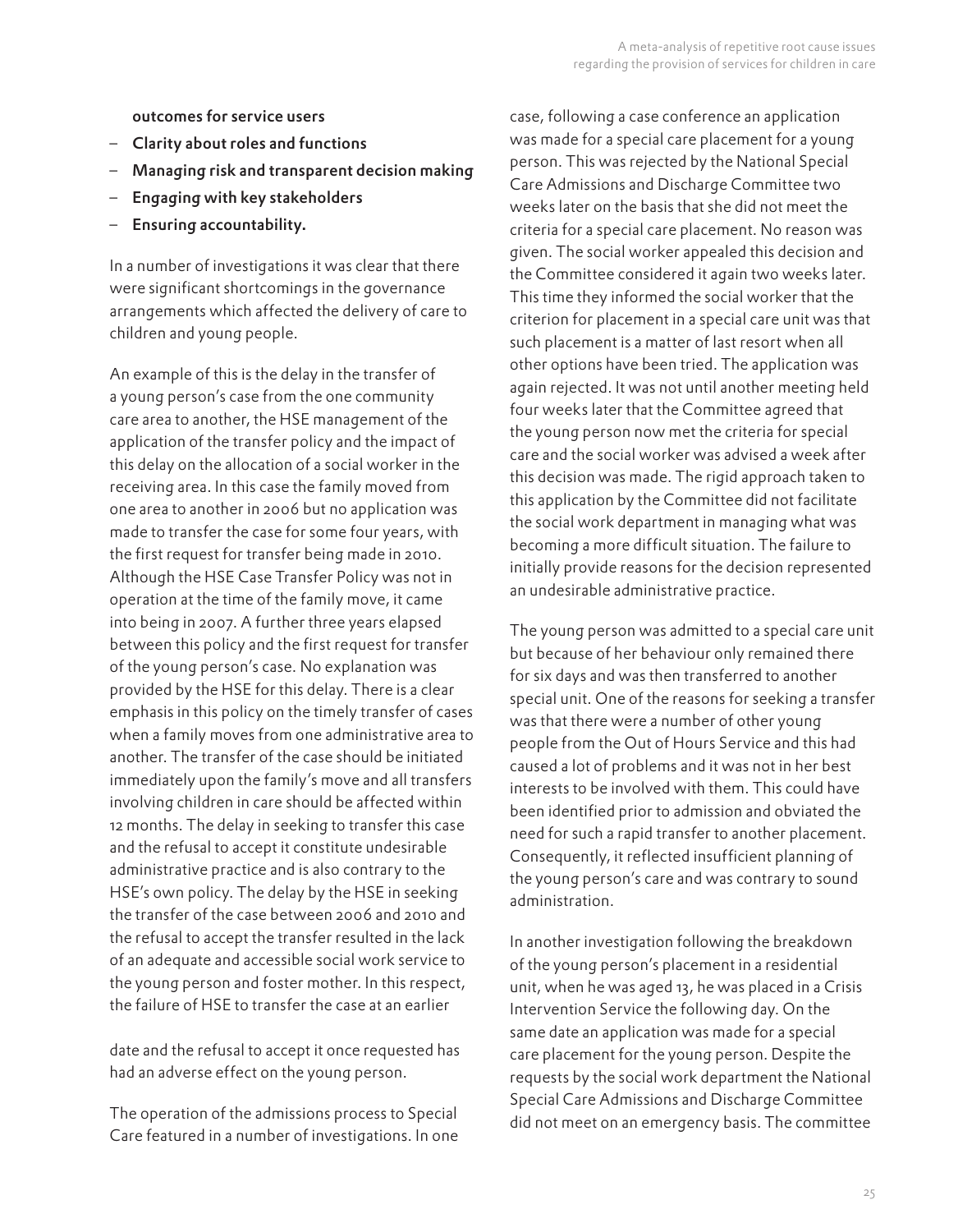**outcomes for service users**

- **Clarity about roles and functions**
- **Managing risk and transparent decision making**
- **Engaging with key stakeholders**
- **Ensuring accountability.**

In a number of investigations it was clear that there were significant shortcomings in the governance arrangements which affected the delivery of care to children and young people.

An example of this is the delay in the transfer of a young person's case from the one community care area to another, the HSE management of the application of the transfer policy and the impact of this delay on the allocation of a social worker in the receiving area. In this case the family moved from one area to another in 2006 but no application was made to transfer the case for some four years, with the first request for transfer being made in 2010. Although the HSE Case Transfer Policy was not in operation at the time of the family move, it came into being in 2007. A further three years elapsed between this policy and the first request for transfer of the young person's case. No explanation was provided by the HSE for this delay. There is a clear emphasis in this policy on the timely transfer of cases when a family moves from one administrative area to another. The transfer of the case should be initiated immediately upon the family's move and all transfers involving children in care should be affected within 12 months. The delay in seeking to transfer this case and the refusal to accept it constitute undesirable administrative practice and is also contrary to the HSE's own policy. The delay by the HSE in seeking the transfer of the case between 2006 and 2010 and the refusal to accept the transfer resulted in the lack of an adequate and accessible social work service to the young person and foster mother. In this respect, the failure of HSE to transfer the case at an earlier date and the refusal to accept it once requested has had an adverse effect on the young person.

The operation of the admissions process to Special Care featured in a number of investigations. In one case, following a case conference an application was made for a special care placement for a young person. This was rejected by the National Special Care Admissions and Discharge Committee two weeks later on the basis that she did not meet the criteria for a special care placement. No reason was given. The social worker appealed this decision and the Committee considered it again two weeks later. This time they informed the social worker that the criterion for placement in a special care unit was that such placement is a matter of last resort when all other options have been tried. The application was again rejected. It was not until another meeting held four weeks later that the Committee agreed that the young person now met the criteria for special care and the social worker was advised a week after this decision was made. The rigid approach taken to this application by the Committee did not facilitate the social work department in managing what was becoming a more difficult situation. The failure to initially provide reasons for the decision represented an undesirable administrative practice.

The young person was admitted to a special care unit but because of her behaviour only remained there for six days and was then transferred to another special unit. One of the reasons for seeking a transfer was that there were a number of other young people from the Out of Hours Service and this had caused a lot of problems and it was not in her best interests to be involved with them. This could have been identified prior to admission and obviated the need for such a rapid transfer to another placement. Consequently, it reflected insufficient planning of the young person's care and was contrary to sound administration.

In another investigation following the breakdown of the young person's placement in a residential unit, when he was aged 13, he was placed in a Crisis Intervention Service the following day. On the same date an application was made for a special care placement for the young person. Despite the requests by the social work department the National Special Care Admissions and Discharge Committee did not meet on an emergency basis. The committee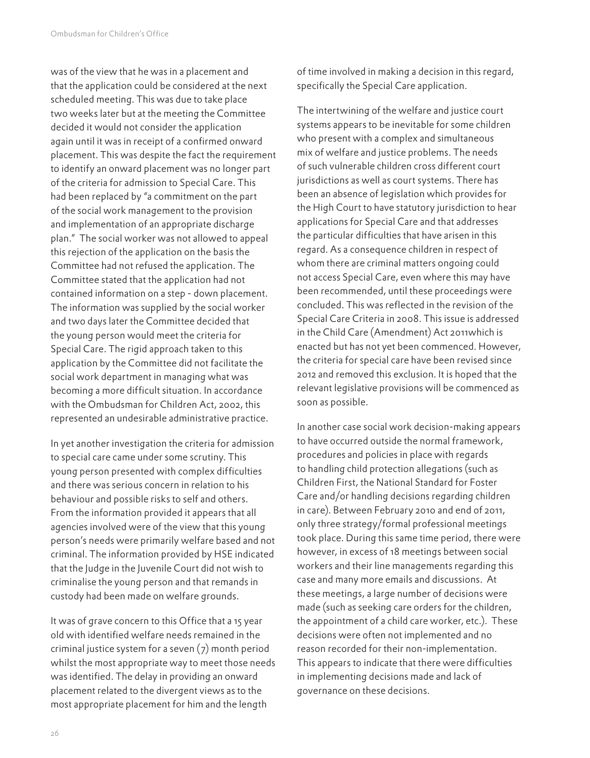was of the view that he was in a placement and that the application could be considered at the next scheduled meeting. This was due to take place two weeks later but at the meeting the Committee decided it would not consider the application again until it was in receipt of a confirmed onward placement. This was despite the fact the requirement to identify an onward placement was no longer part of the criteria for admission to Special Care. This had been replaced by "a commitment on the part of the social work management to the provision and implementation of an appropriate discharge plan." The social worker was not allowed to appeal this rejection of the application on the basis the Committee had not refused the application. The Committee stated that the application had not contained information on a step - down placement. The information was supplied by the social worker and two days later the Committee decided that the young person would meet the criteria for Special Care. The rigid approach taken to this application by the Committee did not facilitate the social work department in managing what was becoming a more difficult situation. In accordance with the Ombudsman for Children Act, 2002, this represented an undesirable administrative practice.

In yet another investigation the criteria for admission to special care came under some scrutiny. This young person presented with complex difficulties and there was serious concern in relation to his behaviour and possible risks to self and others. From the information provided it appears that all agencies involved were of the view that this young person's needs were primarily welfare based and not criminal. The information provided by HSE indicated that the Judge in the Juvenile Court did not wish to criminalise the young person and that remands in custody had been made on welfare grounds.

It was of grave concern to this Office that a 15 year old with identified welfare needs remained in the criminal justice system for a seven (7) month period whilst the most appropriate way to meet those needs was identified. The delay in providing an onward placement related to the divergent views as to the most appropriate placement for him and the length of time involved in making a decision in this regard, specifically the Special Care application.

The intertwining of the welfare and justice court systems appears to be inevitable for some children who present with a complex and simultaneous mix of welfare and justice problems. The needs of such vulnerable children cross different court jurisdictions as well as court systems. There has been an absence of legislation which provides for the High Court to have statutory jurisdiction to hear applications for Special Care and that addresses the particular difficulties that have arisen in this regard. As a consequence children in respect of whom there are criminal matters ongoing could not access Special Care, even where this may have been recommended, until these proceedings were concluded. This was reflected in the revision of the Special Care Criteria in 2008. This issue is addressed in the Child Care (Amendment) Act 2011which is enacted but has not yet been commenced. However, the criteria for special care have been revised since 2012 and removed this exclusion. It is hoped that the relevant legislative provisions will be commenced as soon as possible.

In another case social work decision-making appears to have occurred outside the normal framework, procedures and policies in place with regards to handling child protection allegations (such as Children First, the National Standard for Foster Care and/or handling decisions regarding children in care). Between February 2010 and end of 2011, only three strategy/formal professional meetings took place. During this same time period, there were however, in excess of 18 meetings between social workers and their line managements regarding this case and many more emails and discussions. At these meetings, a large number of decisions were made (such as seeking care orders for the children, the appointment of a child care worker, etc.). These decisions were often not implemented and no reason recorded for their non-implementation. This appears to indicate that there were difficulties in implementing decisions made and lack of governance on these decisions.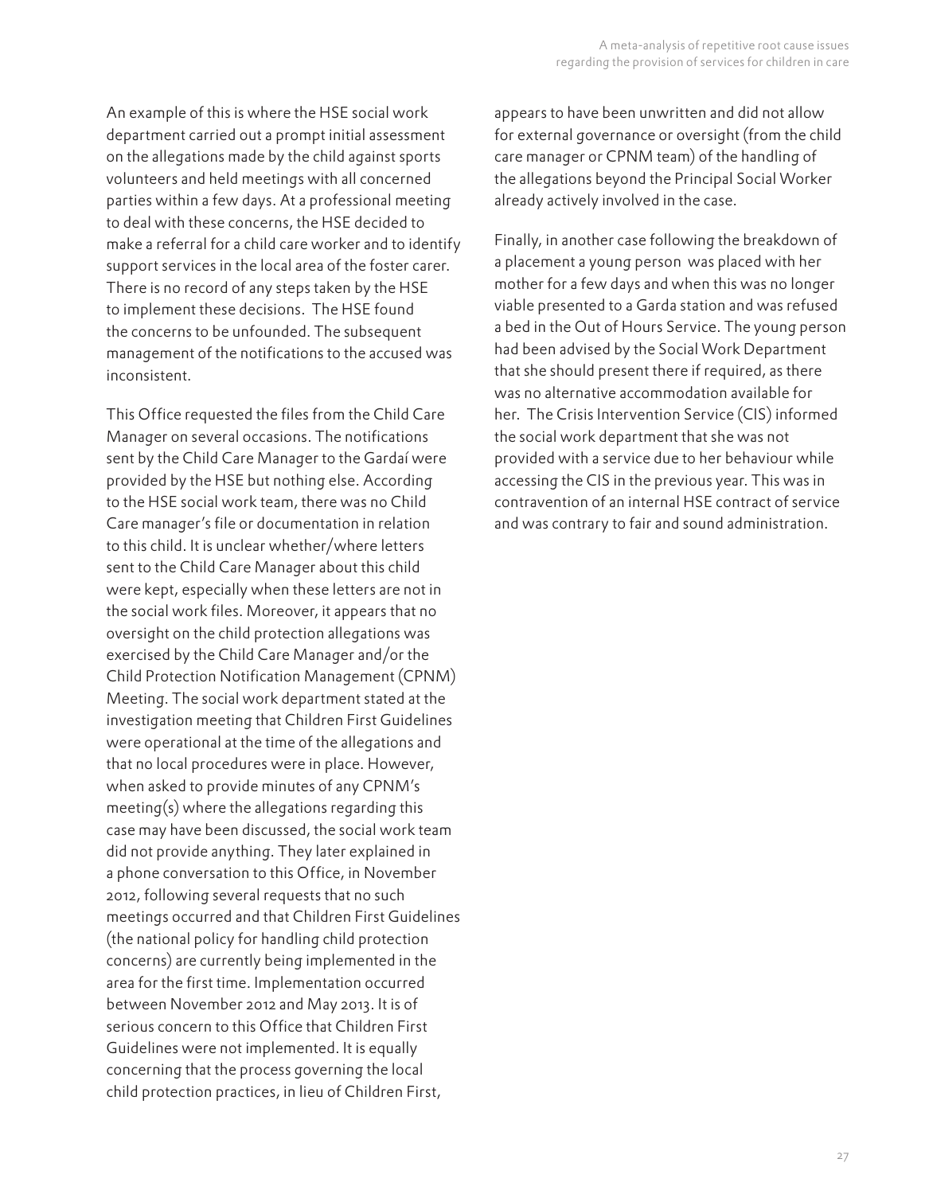An example of this is where the HSE social work department carried out a prompt initial assessment on the allegations made by the child against sports volunteers and held meetings with all concerned parties within a few days. At a professional meeting to deal with these concerns, the HSE decided to make a referral for a child care worker and to identify support services in the local area of the foster carer. There is no record of any steps taken by the HSE to implement these decisions. The HSE found the concerns to be unfounded. The subsequent management of the notifications to the accused was inconsistent.

This Office requested the files from the Child Care Manager on several occasions. The notifications sent by the Child Care Manager to the Gardaí were provided by the HSE but nothing else. According to the HSE social work team, there was no Child Care manager's file or documentation in relation to this child. It is unclear whether/where letters sent to the Child Care Manager about this child were kept, especially when these letters are not in the social work files. Moreover, it appears that no oversight on the child protection allegations was exercised by the Child Care Manager and/or the Child Protection Notification Management (CPNM) Meeting. The social work department stated at the investigation meeting that Children First Guidelines were operational at the time of the allegations and that no local procedures were in place. However, when asked to provide minutes of any CPNM's meeting(s) where the allegations regarding this case may have been discussed, the social work team did not provide anything. They later explained in a phone conversation to this Office, in November 2012, following several requests that no such meetings occurred and that Children First Guidelines (the national policy for handling child protection concerns) are currently being implemented in the area for the first time. Implementation occurred between November 2012 and May 2013. It is of serious concern to this Office that Children First Guidelines were not implemented. It is equally concerning that the process governing the local child protection practices, in lieu of Children First, appears to have been unwritten and did not allow for external governance or oversight (from the child care manager or CPNM team) of the handling of the allegations beyond the Principal Social Worker already actively involved in the case.

Finally, in another case following the breakdown of a placement a young person was placed with her mother for a few days and when this was no longer viable presented to a Garda station and was refused a bed in the Out of Hours Service. The young person had been advised by the Social Work Department that she should present there if required, as there was no alternative accommodation available for her. The Crisis Intervention Service (CIS) informed the social work department that she was not provided with a service due to her behaviour while accessing the CIS in the previous year. This was in contravention of an internal HSE contract of service and was contrary to fair and sound administration.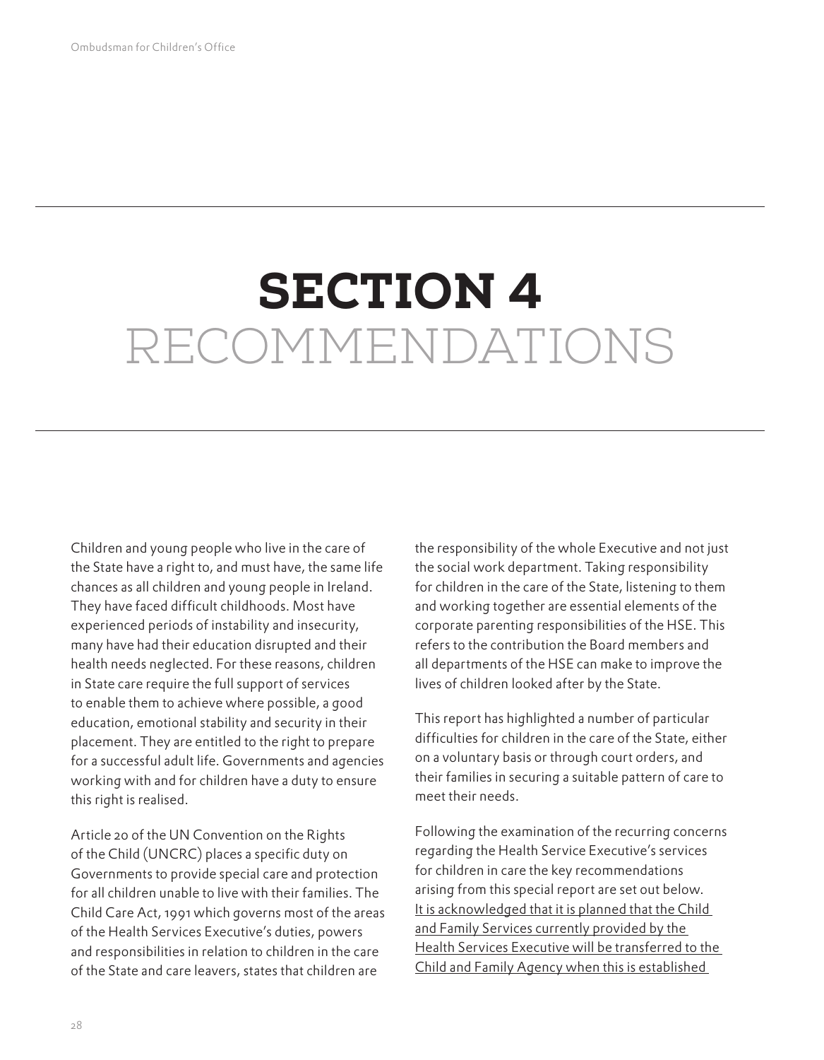# SECTION 4
# RECOMMENDATIONS

Children and young people who live in the care of the State have a right to, and must have, the same life chances as all children and young people in Ireland. They have faced difficult childhoods. Most have experienced periods of instability and insecurity, many have had their education disrupted and their health needs neglected. For these reasons, children in State care require the full support of services to enable them to achieve where possible, a good education, emotional stability and security in their placement. They are entitled to the right to prepare for a successful adult life. Governments and agencies working with and for children have a duty to ensure this right is realised.

Article 20 of the UN Convention on the Rights of the Child (UNCRC) places a specific duty on Governments to provide special care and protection for all children unable to live with their families. The Child Care Act, 1991 which governs most of the areas of the Health Services Executive's duties, powers and responsibilities in relation to children in the care of the State and care leavers, states that children are the responsibility of the whole Executive and not just the social work department. Taking responsibility for children in the care of the State, listening to them and working together are essential elements of the corporate parenting responsibilities of the HSE. This refers to the contribution the Board members and all departments of the HSE can make to improve the lives of children looked after by the State.

This report has highlighted a number of particular difficulties for children in the care of the State, either on a voluntary basis or through court orders, and their families in securing a suitable pattern of care to meet their needs.

Following the examination of the recurring concerns regarding the Health Service Executive's services for children in care the key recommendations arising from this special report are set out below. <u>It is acknowledged that it is planned that the Child and Family Services currently provided by the Health Services Executive will be transferred to the Child and Family Agency when this is established</u>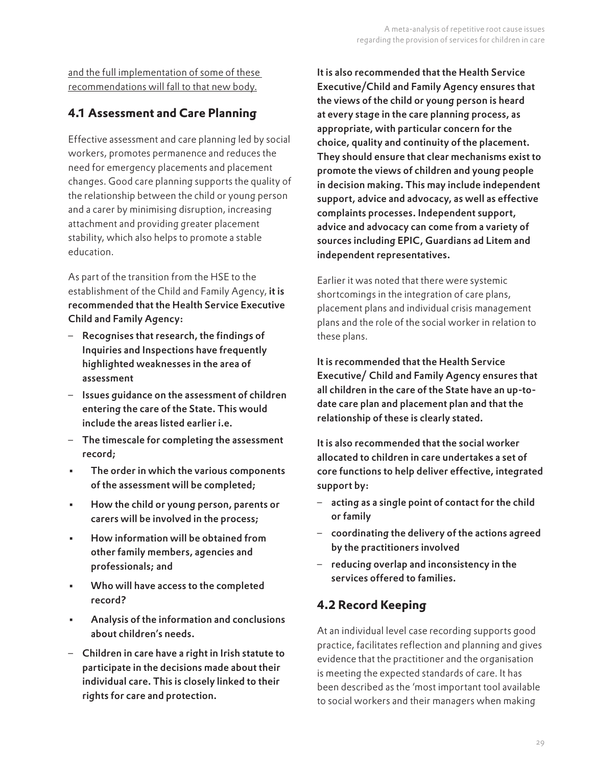<u>and the full implementation of some of these recommendations will fall to that new body.</u>

## 4.1 Assessment and Care Planning

Effective assessment and care planning led by social workers, promotes permanence and reduces the need for emergency placements and placement changes. Good care planning supports the quality of the relationship between the child or young person and a carer by minimising disruption, increasing attachment and providing greater placement stability, which also helps to promote a stable education.

As part of the transition from the HSE to the establishment of the Child and Family Agency, **it is recommended that the Health Service Executive Child and Family Agency:**

- **Recognises that research, the findings of Inquiries and Inspections have frequently highlighted weaknesses in the area of assessment**
- **Issues guidance on the assessment of children entering the care of the State. This would include the areas listed earlier i.e.**
- **The timescale for completing the assessment record;**
  - **The order in which the various components of the assessment will be completed;**
  - **How the child or young person, parents or carers will be involved in the process;**
  - **How information will be obtained from other family members, agencies and professionals; and**
  - **Who will have access to the completed record?**
  - **Analysis of the information and conclusions about children's needs.**
- **Children in care have a right in Irish statute to participate in the decisions made about their individual care. This is closely linked to their rights for care and protection.**

**It is also recommended that the Health Service Executive/Child and Family Agency ensures that the views of the child or young person is heard at every stage in the care planning process, as appropriate, with particular concern for the choice, quality and continuity of the placement. They should ensure that clear mechanisms exist to promote the views of children and young people in decision making. This may include independent support, advice and advocacy, as well as effective complaints processes. Independent support, advice and advocacy can come from a variety of sources including EPIC, Guardians ad Litem and independent representatives.**

Earlier it was noted that there were systemic shortcomings in the integration of care plans, placement plans and individual crisis management plans and the role of the social worker in relation to these plans.

**It is recommended that the Health Service Executive/ Child and Family Agency ensures that all children in the care of the State have an up-to-date care plan and placement plan and that the relationship of these is clearly stated.**

**It is also recommended that the social worker allocated to children in care undertakes a set of core functions to help deliver effective, integrated support by:**

- **acting as a single point of contact for the child or family**
- **coordinating the delivery of the actions agreed by the practitioners involved**
- **reducing overlap and inconsistency in the services offered to families.**

## 4.2 Record Keeping

At an individual level case recording supports good practice, facilitates reflection and planning and gives evidence that the practitioner and the organisation is meeting the expected standards of care. It has been described as the 'most important tool available to social workers and their managers when making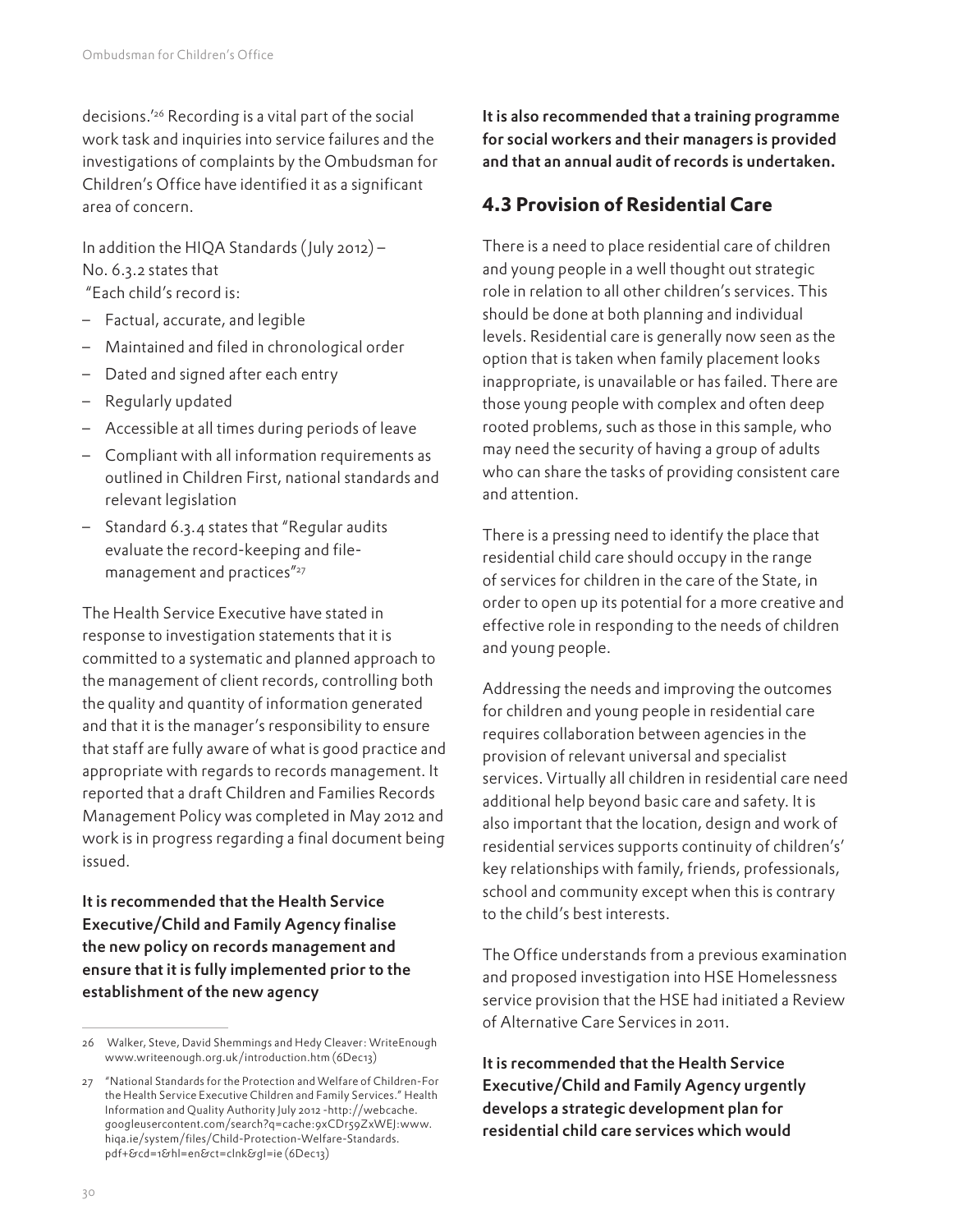decisions.'[26] Recording is a vital part of the social work task and inquiries into service failures and the investigations of complaints by the Ombudsman for Children's Office have identified it as a significant area of concern.

In addition the HIQA Standards (July 2012) – No. 6.3.2 states that
"Each child's record is:

- Factual, accurate, and legible
- Maintained and filed in chronological order
- Dated and signed after each entry
- Regularly updated
- Accessible at all times during periods of leave
- Compliant with all information requirements as outlined in Children First, national standards and relevant legislation
- Standard 6.3.4 states that "Regular audits evaluate the record-keeping and file-management and practices"[27]

The Health Service Executive have stated in response to investigation statements that it is committed to a systematic and planned approach to the management of client records, controlling both the quality and quantity of information generated and that it is the manager's responsibility to ensure that staff are fully aware of what is good practice and appropriate with regards to records management. It reported that a draft Children and Families Records Management Policy was completed in May 2012 and work is in progress regarding a final document being issued.

**It is recommended that the Health Service Executive/Child and Family Agency finalise the new policy on records management and ensure that it is fully implemented prior to the establishment of the new agency**

**It is also recommended that a training programme for social workers and their managers is provided and that an annual audit of records is undertaken.**

## 4.3 Provision of Residential Care

There is a need to place residential care of children and young people in a well thought out strategic role in relation to all other children's services. This should be done at both planning and individual levels. Residential care is generally now seen as the option that is taken when family placement looks inappropriate, is unavailable or has failed. There are those young people with complex and often deep rooted problems, such as those in this sample, who may need the security of having a group of adults who can share the tasks of providing consistent care and attention.

There is a pressing need to identify the place that residential child care should occupy in the range of services for children in the care of the State, in order to open up its potential for a more creative and effective role in responding to the needs of children and young people.

Addressing the needs and improving the outcomes for children and young people in residential care requires collaboration between agencies in the provision of relevant universal and specialist services. Virtually all children in residential care need additional help beyond basic care and safety. It is also important that the location, design and work of residential services supports continuity of children's' key relationships with family, friends, professionals, school and community except when this is contrary to the child's best interests.

The Office understands from a previous examination and proposed investigation into HSE Homelessness service provision that the HSE had initiated a Review of Alternative Care Services in 2011.

**It is recommended that the Health Service Executive/Child and Family Agency urgently develops a strategic development plan for residential child care services which would**

---

26 Walker, Steve, David Shemmings and Hedy Cleaver: WriteEnough www.writeenough.org.uk/introduction.htm (6Dec13)

27 "National Standards for the Protection and Welfare of Children-For the Health Service Executive Children and Family Services." Health Information and Quality Authority July 2012 -http://webcache.googleusercontent.com/search?q=cache:9xCDr59ZxWEJ:www.hiqa.ie/system/files/Child-Protection-Welfare-Standards.pdf+&cd=1&hl=en&ct=clnk&gl=ie (6Dec13)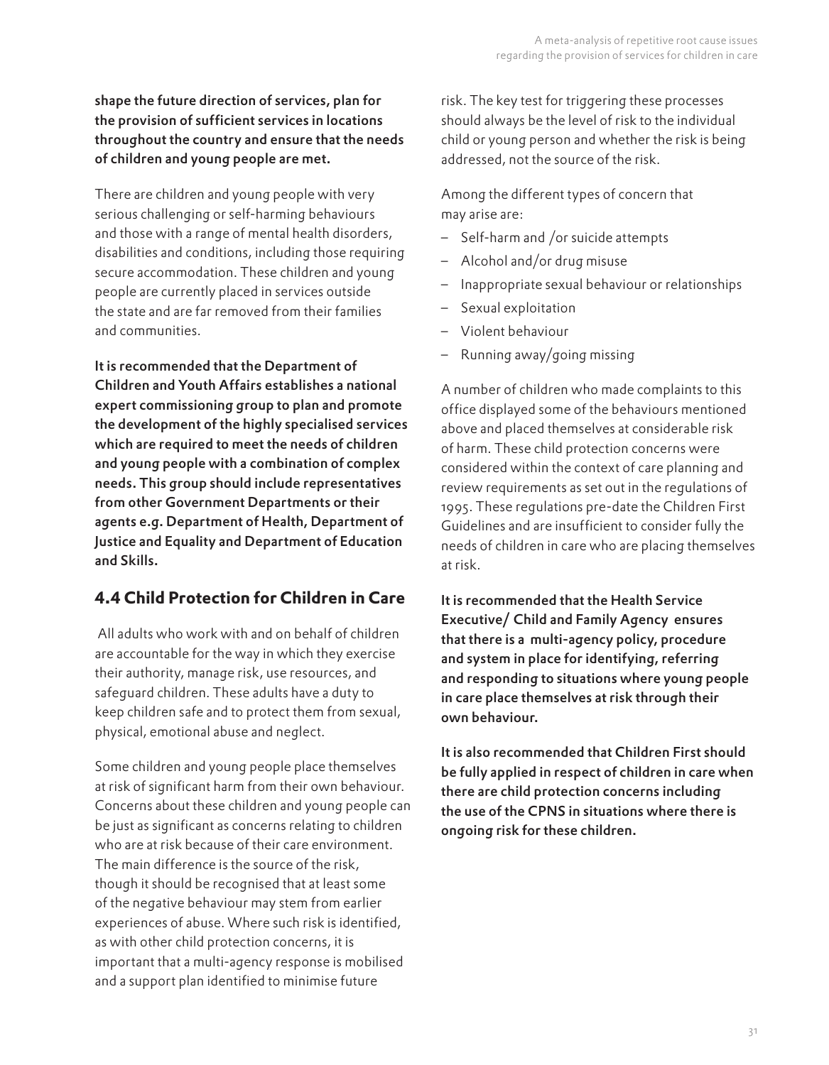**shape the future direction of services, plan for the provision of sufficient services in locations throughout the country and ensure that the needs of children and young people are met.**

There are children and young people with very serious challenging or self-harming behaviours and those with a range of mental health disorders, disabilities and conditions, including those requiring secure accommodation. These children and young people are currently placed in services outside the state and are far removed from their families and communities.

**It is recommended that the Department of Children and Youth Affairs establishes a national expert commissioning group to plan and promote the development of the highly specialised services which are required to meet the needs of children and young people with a combination of complex needs. This group should include representatives from other Government Departments or their agents e.g. Department of Health, Department of Justice and Equality and Department of Education and Skills.**

## 4.4 Child Protection for Children in Care

All adults who work with and on behalf of children are accountable for the way in which they exercise their authority, manage risk, use resources, and safeguard children. These adults have a duty to keep children safe and to protect them from sexual, physical, emotional abuse and neglect.

Some children and young people place themselves at risk of significant harm from their own behaviour. Concerns about these children and young people can be just as significant as concerns relating to children who are at risk because of their care environment. The main difference is the source of the risk, though it should be recognised that at least some of the negative behaviour may stem from earlier experiences of abuse. Where such risk is identified, as with other child protection concerns, it is important that a multi-agency response is mobilised and a support plan identified to minimise future risk. The key test for triggering these processes should always be the level of risk to the individual child or young person and whether the risk is being addressed, not the source of the risk.

Among the different types of concern that may arise are:

- Self-harm and /or suicide attempts
- Alcohol and/or drug misuse
- Inappropriate sexual behaviour or relationships
- Sexual exploitation
- Violent behaviour
- Running away/going missing

A number of children who made complaints to this office displayed some of the behaviours mentioned above and placed themselves at considerable risk of harm. These child protection concerns were considered within the context of care planning and review requirements as set out in the regulations of 1995. These regulations pre-date the Children First Guidelines and are insufficient to consider fully the needs of children in care who are placing themselves at risk.

**It is recommended that the Health Service Executive/ Child and Family Agency ensures that there is a multi-agency policy, procedure and system in place for identifying, referring and responding to situations where young people in care place themselves at risk through their own behaviour.**

**It is also recommended that Children First should be fully applied in respect of children in care when there are child protection concerns including the use of the CPNS in situations where there is ongoing risk for these children.**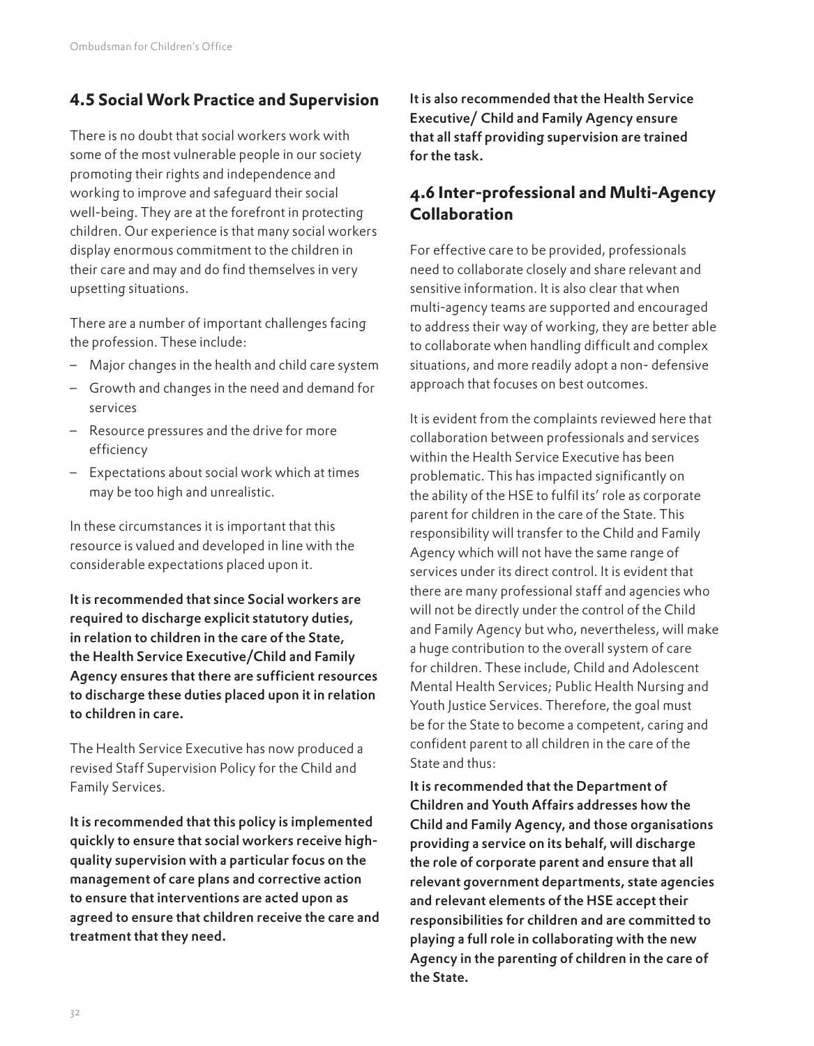## 4.5 Social Work Practice and Supervision

There is no doubt that social workers work with some of the most vulnerable people in our society promoting their rights and independence and working to improve and safeguard their social well-being. They are at the forefront in protecting children. Our experience is that many social workers display enormous commitment to the children in their care and may and do find themselves in very upsetting situations.

There are a number of important challenges facing the profession. These include:

- Major changes in the health and child care system
- Growth and changes in the need and demand for services
- Resource pressures and the drive for more efficiency
- Expectations about social work which at times may be too high and unrealistic.

In these circumstances it is important that this resource is valued and developed in line with the considerable expectations placed upon it.

**It is recommended that since Social workers are required to discharge explicit statutory duties, in relation to children in the care of the State, the Health Service Executive/Child and Family Agency ensures that there are sufficient resources to discharge these duties placed upon it in relation to children in care.**

The Health Service Executive has now produced a revised Staff Supervision Policy for the Child and Family Services.

**It is recommended that this policy is implemented quickly to ensure that social workers receive high-quality supervision with a particular focus on the management of care plans and corrective action to ensure that interventions are acted upon as agreed to ensure that children receive the care and treatment that they need.**

**It is also recommended that the Health Service Executive/ Child and Family Agency ensure that all staff providing supervision are trained for the task.**

## 4.6 Inter-professional and Multi-Agency Collaboration

For effective care to be provided, professionals need to collaborate closely and share relevant and sensitive information. It is also clear that when multi-agency teams are supported and encouraged to address their way of working, they are better able to collaborate when handling difficult and complex situations, and more readily adopt a non- defensive approach that focuses on best outcomes.

It is evident from the complaints reviewed here that collaboration between professionals and services within the Health Service Executive has been problematic. This has impacted significantly on the ability of the HSE to fulfil its' role as corporate parent for children in the care of the State. This responsibility will transfer to the Child and Family Agency which will not have the same range of services under its direct control. It is evident that there are many professional staff and agencies who will not be directly under the control of the Child and Family Agency but who, nevertheless, will make a huge contribution to the overall system of care for children. These include, Child and Adolescent Mental Health Services; Public Health Nursing and Youth Justice Services. Therefore, the goal must be for the State to become a competent, caring and confident parent to all children in the care of the State and thus:

**It is recommended that the Department of Children and Youth Affairs addresses how the Child and Family Agency, and those organisations providing a service on its behalf, will discharge the role of corporate parent and ensure that all relevant government departments, state agencies and relevant elements of the HSE accept their responsibilities for children and are committed to playing a full role in collaborating with the new Agency in the parenting of children in the care of the State.**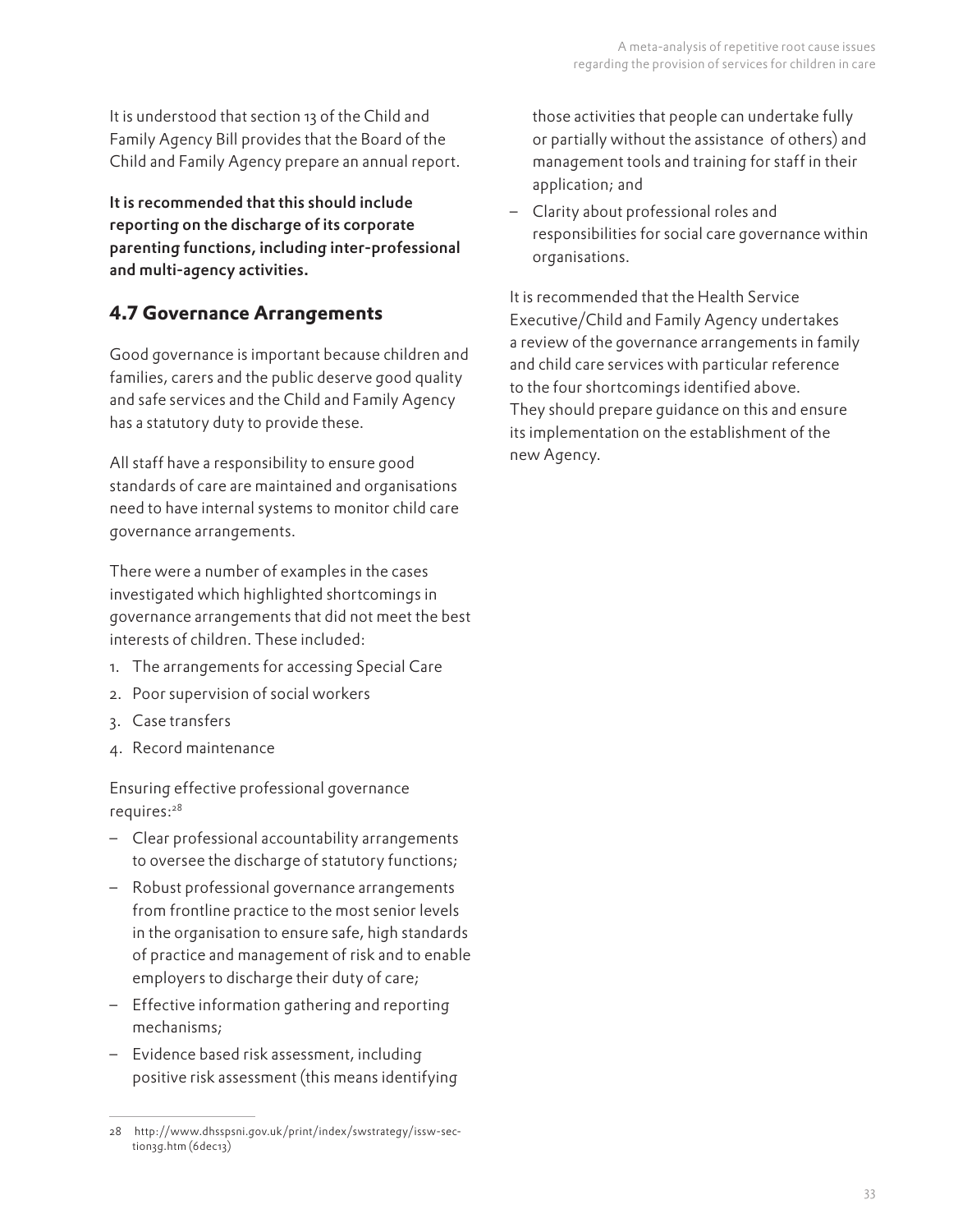It is understood that section 13 of the Child and Family Agency Bill provides that the Board of the Child and Family Agency prepare an annual report.

**It is recommended that this should include reporting on the discharge of its corporate parenting functions, including inter-professional and multi-agency activities.**

## 4.7 Governance Arrangements

Good governance is important because children and families, carers and the public deserve good quality and safe services and the Child and Family Agency has a statutory duty to provide these.

All staff have a responsibility to ensure good standards of care are maintained and organisations need to have internal systems to monitor child care governance arrangements.

There were a number of examples in the cases investigated which highlighted shortcomings in governance arrangements that did not meet the best interests of children. These included:

1. The arrangements for accessing Special Care
2. Poor supervision of social workers
3. Case transfers
4. Record maintenance

Ensuring effective professional governance requires:[28]

- Clear professional accountability arrangements to oversee the discharge of statutory functions;
- Robust professional governance arrangements from frontline practice to the most senior levels in the organisation to ensure safe, high standards of practice and management of risk and to enable employers to discharge their duty of care;
- Effective information gathering and reporting mechanisms;
- Evidence based risk assessment, including positive risk assessment (this means identifying those activities that people can undertake fully or partially without the assistance of others) and management tools and training for staff in their application; and
- Clarity about professional roles and responsibilities for social care governance within organisations.

It is recommended that the Health Service Executive/Child and Family Agency undertakes a review of the governance arrangements in family and child care services with particular reference to the four shortcomings identified above. They should prepare guidance on this and ensure its implementation on the establishment of the new Agency.

---

28 http://www.dhsspsni.gov.uk/print/index/swstrategy/issw-section39.htm (6dec13)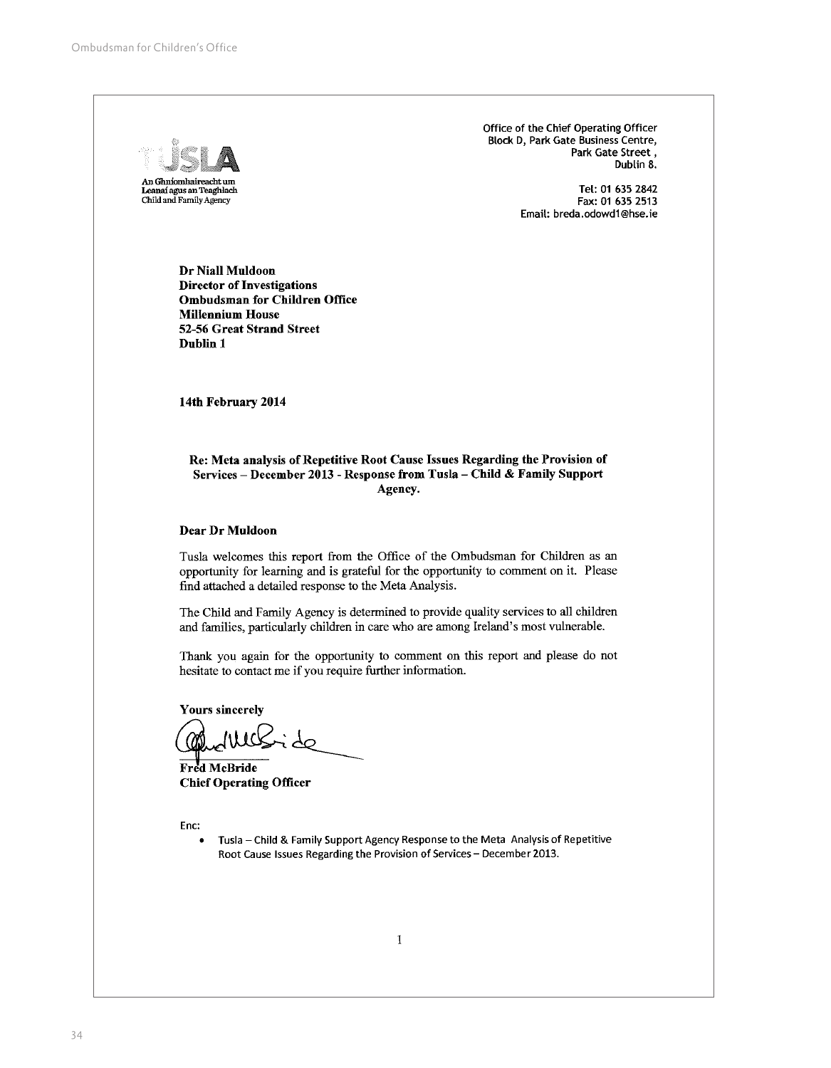Tusla

An Ghníomhaireacht um Leanaí agus an Teaghlach
Child and Family Agency

Office of the Chief Operating Officer
Block D, Park Gate Business Centre,
Park Gate Street,
Dublin 8.

Tel: 01 635 2842
Fax: 01 635 2513
Email: breda.odowd1@hse.ie

**Dr Niall Muldoon**
**Director of Investigations**
**Ombudsman for Children Office**
**Millennium House**
**52-56 Great Strand Street**
**Dublin 1**

**14th February 2014**

**Re: Meta analysis of Repetitive Root Cause Issues Regarding the Provision of Services – December 2013 - Response from Tusla – Child & Family Support Agency.**

**Dear Dr Muldoon**

Tusla welcomes this report from the Office of the Ombudsman for Children as an opportunity for learning and is grateful for the opportunity to comment on it. Please find attached a detailed response to the Meta Analysis.

The Child and Family Agency is determined to provide quality services to all children and families, particularly children in care who are among Ireland's most vulnerable.

Thank you again for the opportunity to comment on this report and please do not hesitate to contact me if you require further information.

**Yours sincerely**

**Fred McBride**
**Chief Operating Officer**

Enc:

- Tusla – Child & Family Support Agency Response to the Meta Analysis of Repetitive Root Cause Issues Regarding the Provision of Services – December 2013.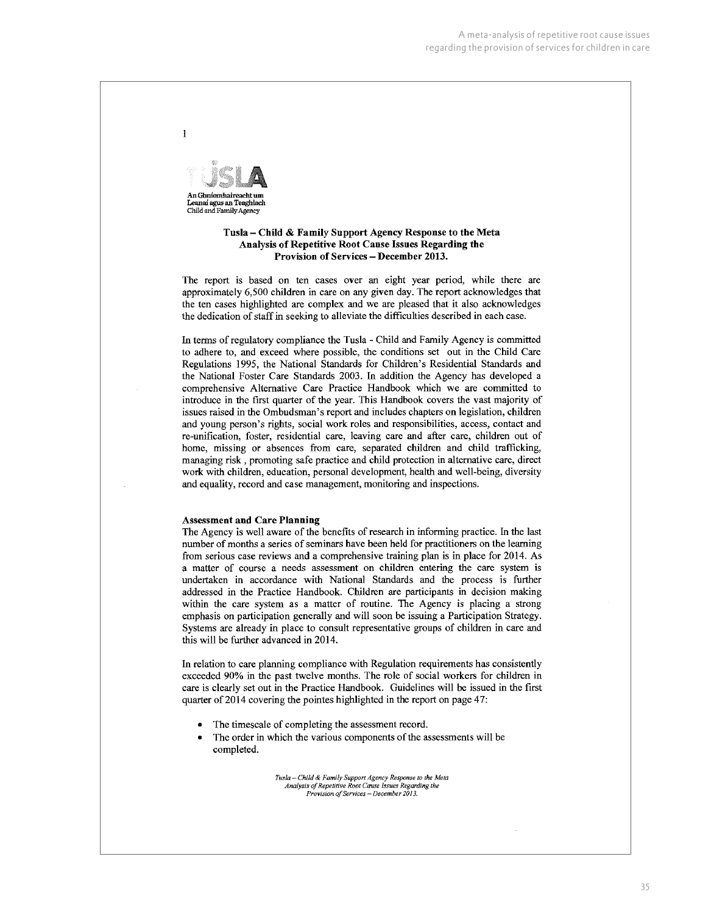1

An Ghníomhaireacht um Leanaí agus an Teaghlach
Child and Family Agency

**Tusla – Child & Family Support Agency Response to the Meta Analysis of Repetitive Root Cause Issues Regarding the Provision of Services – December 2013.**

The report is based on ten cases over an eight year period, while there are approximately 6,500 children in care on any given day. The report acknowledges that the ten cases highlighted are complex and we are pleased that it also acknowledges the dedication of staff in seeking to alleviate the difficulties described in each case.

In terms of regulatory compliance the Tusla - Child and Family Agency is committed to adhere to, and exceed where possible, the conditions set out in the Child Care Regulations 1995, the National Standards for Children's Residential Standards and the National Foster Care Standards 2003. In addition the Agency has developed a comprehensive Alternative Care Practice Handbook which we are committed to introduce in the first quarter of the year. This Handbook covers the vast majority of issues raised in the Ombudsman's report and includes chapters on legislation, children and young person's rights, social work roles and responsibilities, access, contact and re-unification, foster, residential care, leaving care and after care, children out of home, missing or absences from care, separated children and child trafficking, managing risk , promoting safe practice and child protection in alternative care, direct work with children, education, personal development, health and well-being, diversity and equality, record and case management, monitoring and inspections.

**Assessment and Care Planning**

The Agency is well aware of the benefits of research in informing practice. In the last number of months a series of seminars have been held for practitioners on the learning from serious case reviews and a comprehensive training plan is in place for 2014. As a matter of course a needs assessment on children entering the care system is undertaken in accordance with National Standards and the process is further addressed in the Practice Handbook. Children are participants in decision making within the care system as a matter of routine. The Agency is placing a strong emphasis on participation generally and will soon be issuing a Participation Strategy. Systems are already in place to consult representative groups of children in care and this will be further advanced in 2014.

In relation to care planning compliance with Regulation requirements has consistently exceeded 90% in the past twelve months. The role of social workers for children in care is clearly set out in the Practice Handbook. Guidelines will be issued in the first quarter of 2014 covering the pointes highlighted in the report on page 47:

- The timescale of completing the assessment record.
- The order in which the various components of the assessments will be completed.

*Tusla – Child & Family Support Agency Response to the Meta Analysis of Repetitive Root Cause Issues Regarding the Provision of Services – December 2013.*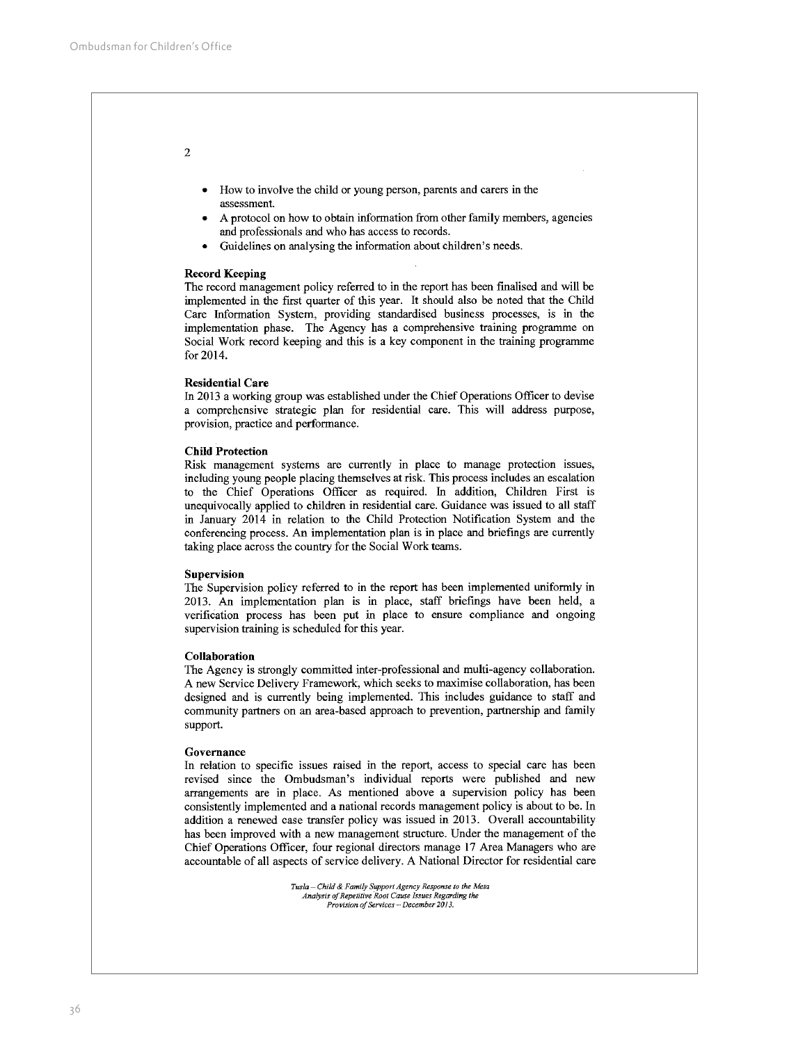- How to involve the child or young person, parents and carers in the assessment.
- A protocol on how to obtain information from other family members, agencies and professionals and who has access to records.
- Guidelines on analysing the information about children's needs.

**Record Keeping**

The record management policy referred to in the report has been finalised and will be implemented in the first quarter of this year. It should also be noted that the Child Care Information System, providing standardised business processes, is in the implementation phase. The Agency has a comprehensive training programme on Social Work record keeping and this is a key component in the training programme for 2014.

**Residential Care**

In 2013 a working group was established under the Chief Operations Officer to devise a comprehensive strategic plan for residential care. This will address purpose, provision, practice and performance.

**Child Protection**

Risk management systems are currently in place to manage protection issues, including young people placing themselves at risk. This process includes an escalation to the Chief Operations Officer as required. In addition, Children First is unequivocally applied to children in residential care. Guidance was issued to all staff in January 2014 in relation to the Child Protection Notification System and the conferencing process. An implementation plan is in place and briefings are currently taking place across the country for the Social Work teams.

**Supervision**

The Supervision policy referred to in the report has been implemented uniformly in 2013. An implementation plan is in place, staff briefings have been held, a verification process has been put in place to ensure compliance and ongoing supervision training is scheduled for this year.

**Collaboration**

The Agency is strongly committed inter-professional and multi-agency collaboration. A new Service Delivery Framework, which seeks to maximise collaboration, has been designed and is currently being implemented. This includes guidance to staff and community partners on an area-based approach to prevention, partnership and family support.

**Governance**

In relation to specific issues raised in the report, access to special care has been revised since the Ombudsman's individual reports were published and new arrangements are in place. As mentioned above a supervision policy has been consistently implemented and a national records management policy is about to be. In addition a renewed case transfer policy was issued in 2013. Overall accountability has been improved with a new management structure. Under the management of the Chief Operations Officer, four regional directors manage 17 Area Managers who are accountable of all aspects of service delivery. A National Director for residential care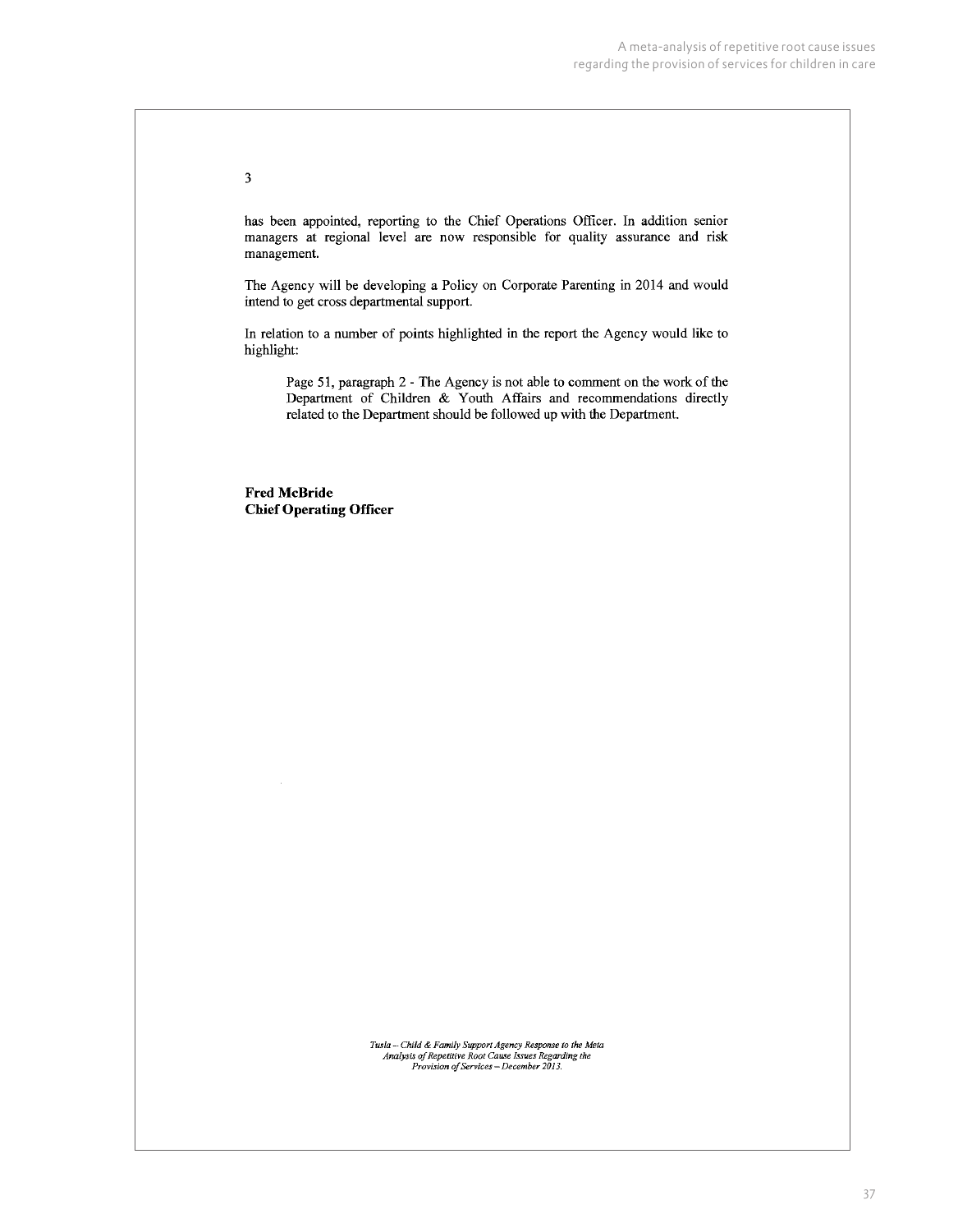has been appointed, reporting to the Chief Operations Officer. In addition senior managers at regional level are now responsible for quality assurance and risk management.

The Agency will be developing a Policy on Corporate Parenting in 2014 and would intend to get cross departmental support.

In relation to a number of points highlighted in the report the Agency would like to highlight:

> Page 51, paragraph 2 - The Agency is not able to comment on the work of the Department of Children & Youth Affairs and recommendations directly related to the Department should be followed up with the Department.

**Fred McBride**
**Chief Operating Officer**

*Tusla – Child & Family Support Agency Response to the Meta Analysis of Repetitive Root Cause Issues Regarding the Provision of Services – December 2013.*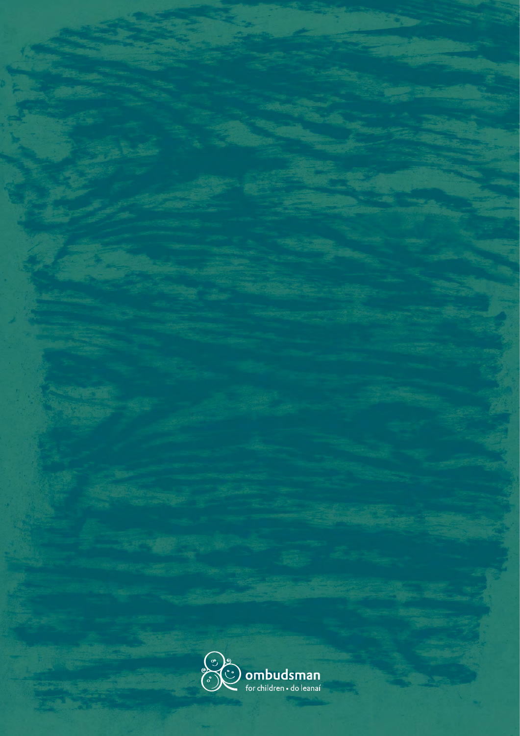ombudsman

for children • do leanaí